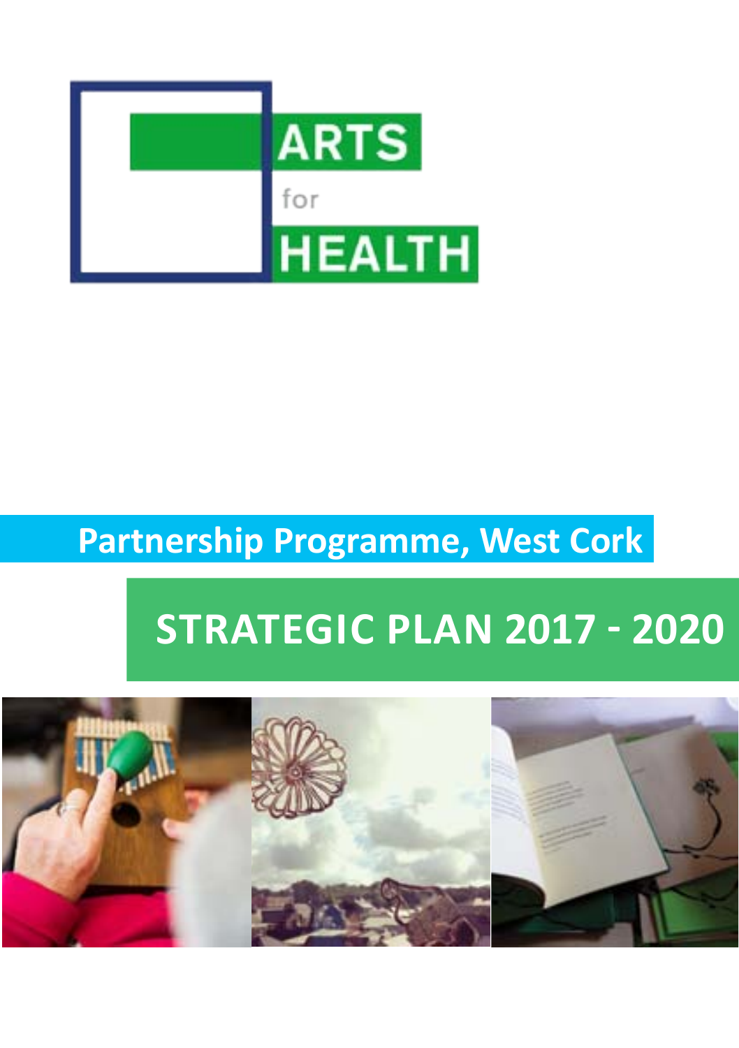ARTS for HEALTH

Partnership Programme, West Cork

# STRATEGIC PLAN 2017 - 2020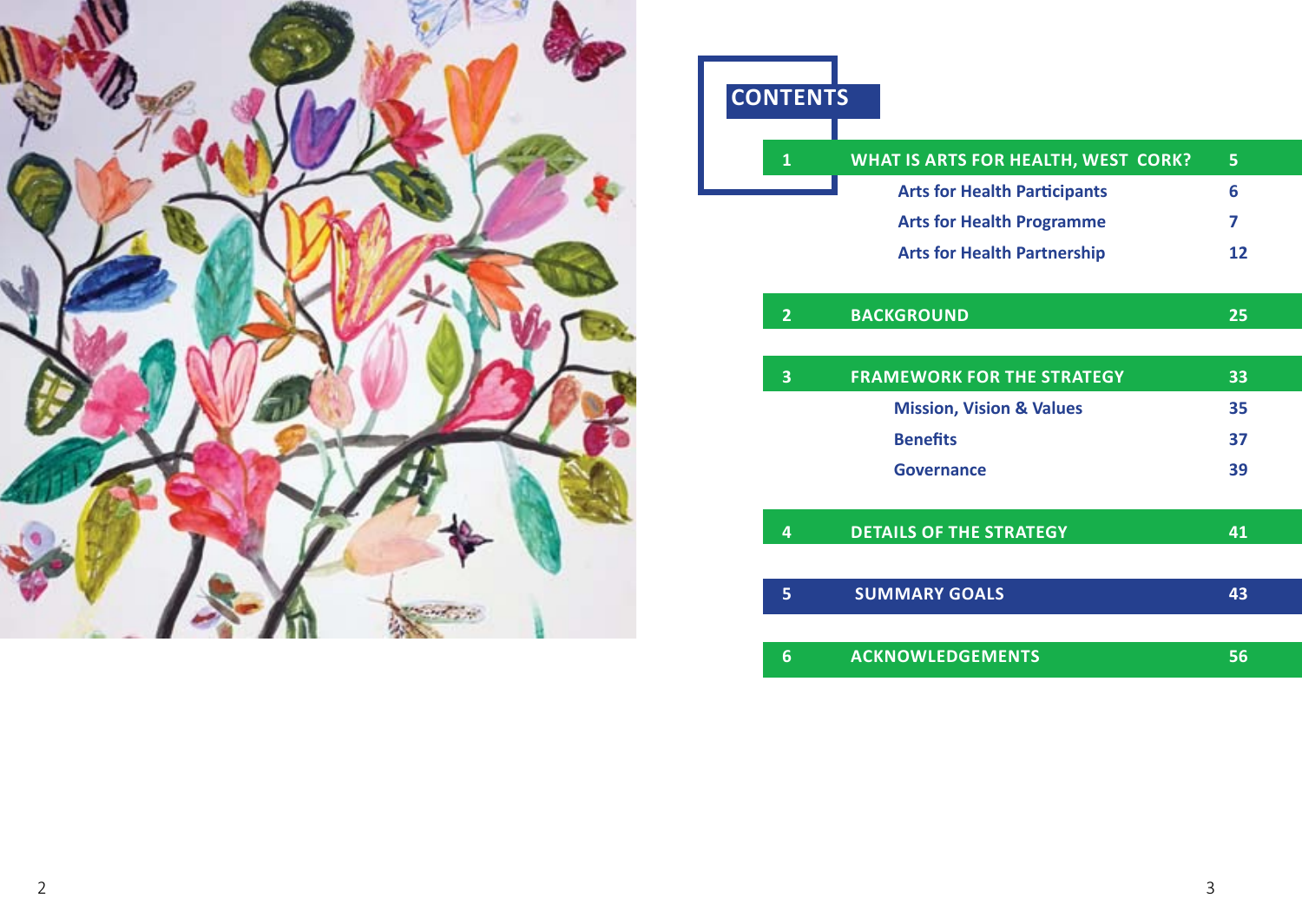# CONTENTS

| | | |
|---|---|---|
| **1** | **WHAT IS ARTS FOR HEALTH, WEST CORK?** | **5** |
| | Arts for Health Participants | 6 |
| | Arts for Health Programme | 7 |
| | Arts for Health Partnership | 12 |
| **2** | **BACKGROUND** | **25** |
| **3** | **FRAMEWORK FOR THE STRATEGY** | **33** |
| | Mission, Vision & Values | 35 |
| | Benefits | 37 |
| | Governance | 39 |
| **4** | **DETAILS OF THE STRATEGY** | **41** |
| **5** | **SUMMARY GOALS** | **43** |
| **6** | **ACKNOWLEDGEMENTS** | **56** |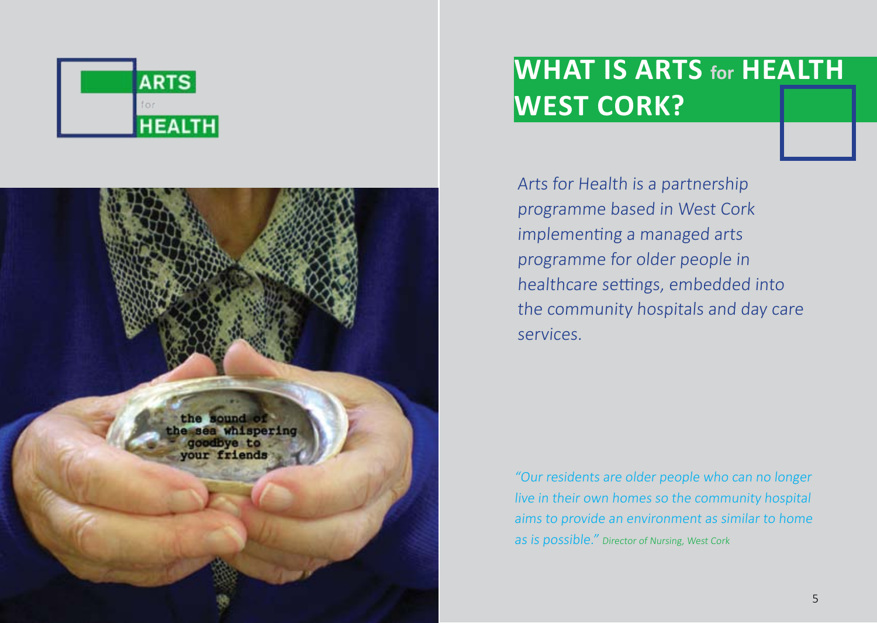# WHAT IS ARTS for HEALTH WEST CORK?

*Arts for Health is a partnership programme based in West Cork implementing a managed arts programme for older people in healthcare settings, embedded into the community hospitals and day care services.*

*"Our residents are older people who can no longer live in their own homes so the community hospital aims to provide an environment as similar to home as is possible."* *Director of Nursing, West Cork*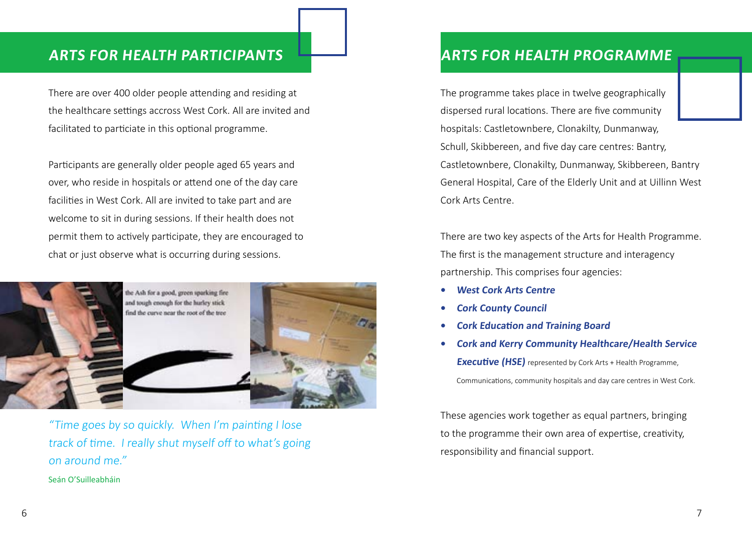## ARTS FOR HEALTH PARTICIPANTS

There are over 400 older people attending and residing at the healthcare settings accross West Cork. All are invited and facilitated to particiate in this optional programme.

Participants are generally older people aged 65 years and over, who reside in hospitals or attend one of the day care facilities in West Cork. All are invited to take part and are welcome to sit in during sessions. If their health does not permit them to actively participate, they are encouraged to chat or just observe what is occurring during sessions.

*"Time goes by so quickly. When I'm painting I lose track of time. I really shut myself off to what's going on around me."*

Seán O'Suilleabháin

## ARTS FOR HEALTH PROGRAMME

The programme takes place in twelve geographically dispersed rural locations. There are five community hospitals: Castletownbere, Clonakilty, Dunmanway, Schull, Skibbereen, and five day care centres: Bantry, Castletownbere, Clonakilty, Dunmanway, Skibbereen, Bantry General Hospital, Care of the Elderly Unit and at Uillinn West Cork Arts Centre.

There are two key aspects of the Arts for Health Programme. The first is the management structure and interagency partnership. This comprises four agencies:

- ***West Cork Arts Centre***
- ***Cork County Council***
- ***Cork Education and Training Board***
- ***Cork and Kerry Community Healthcare/Health Service Executive (HSE)*** represented by Cork Arts + Health Programme, Communications, community hospitals and day care centres in West Cork.

These agencies work together as equal partners, bringing to the programme their own area of expertise, creativity, responsibility and financial support.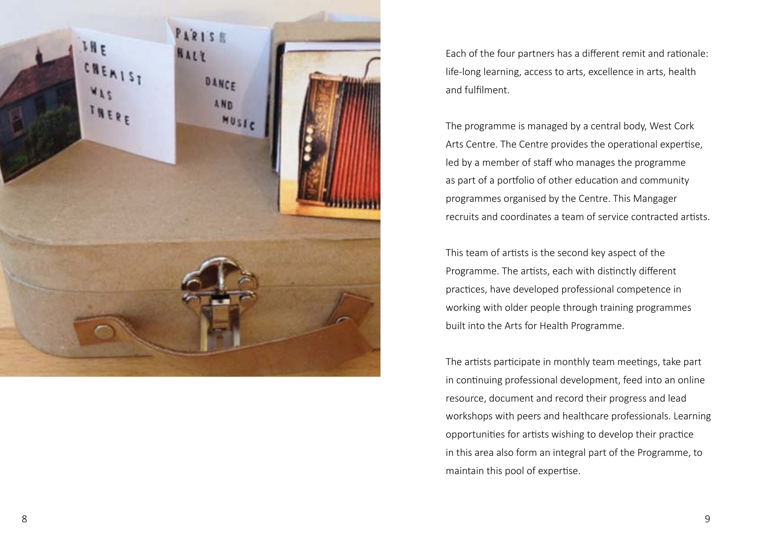Each of the four partners has a different remit and rationale: life-long learning, access to arts, excellence in arts, health and fulfilment.

The programme is managed by a central body, West Cork Arts Centre. The Centre provides the operational expertise, led by a member of staff who manages the programme as part of a portfolio of other education and community programmes organised by the Centre. This Mangager recruits and coordinates a team of service contracted artists.

This team of artists is the second key aspect of the Programme. The artists, each with distinctly different practices, have developed professional competence in working with older people through training programmes built into the Arts for Health Programme.

The artists participate in monthly team meetings, take part in continuing professional development, feed into an online resource, document and record their progress and lead workshops with peers and healthcare professionals. Learning opportunities for artists wishing to develop their practice in this area also form an integral part of the Programme, to maintain this pool of expertise.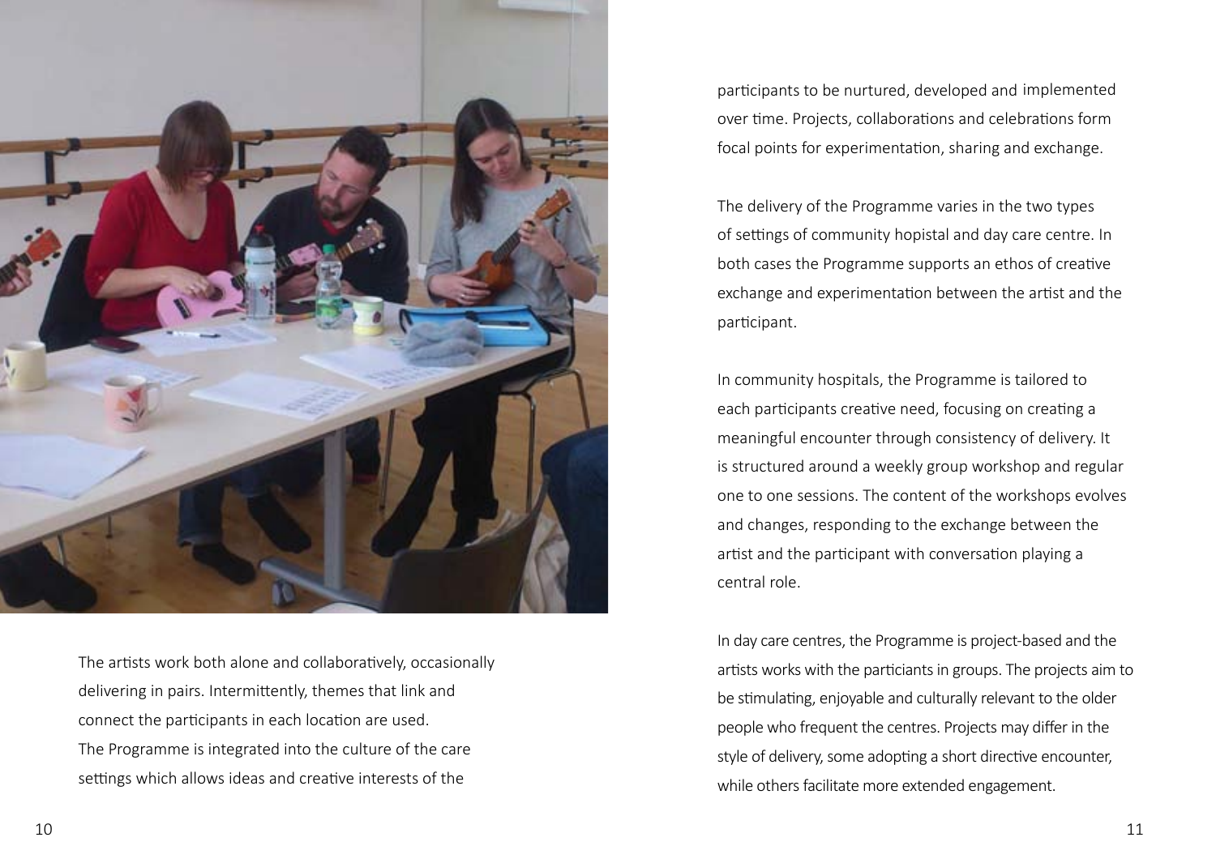The artists work both alone and collaboratively, occasionally delivering in pairs. Intermittently, themes that link and connect the participants in each location are used. The Programme is integrated into the culture of the care settings which allows ideas and creative interests of the participants to be nurtured, developed and implemented over time. Projects, collaborations and celebrations form focal points for experimentation, sharing and exchange.

The delivery of the Programme varies in the two types of settings of community hopistal and day care centre. In both cases the Programme supports an ethos of creative exchange and experimentation between the artist and the participant.

In community hospitals, the Programme is tailored to each participants creative need, focusing on creating a meaningful encounter through consistency of delivery. It is structured around a weekly group workshop and regular one to one sessions. The content of the workshops evolves and changes, responding to the exchange between the artist and the participant with conversation playing a central role.

In day care centres, the Programme is project-based and the artists works with the particiants in groups. The projects aim to be stimulating, enjoyable and culturally relevant to the older people who frequent the centres. Projects may differ in the style of delivery, some adopting a short directive encounter, while others facilitate more extended engagement.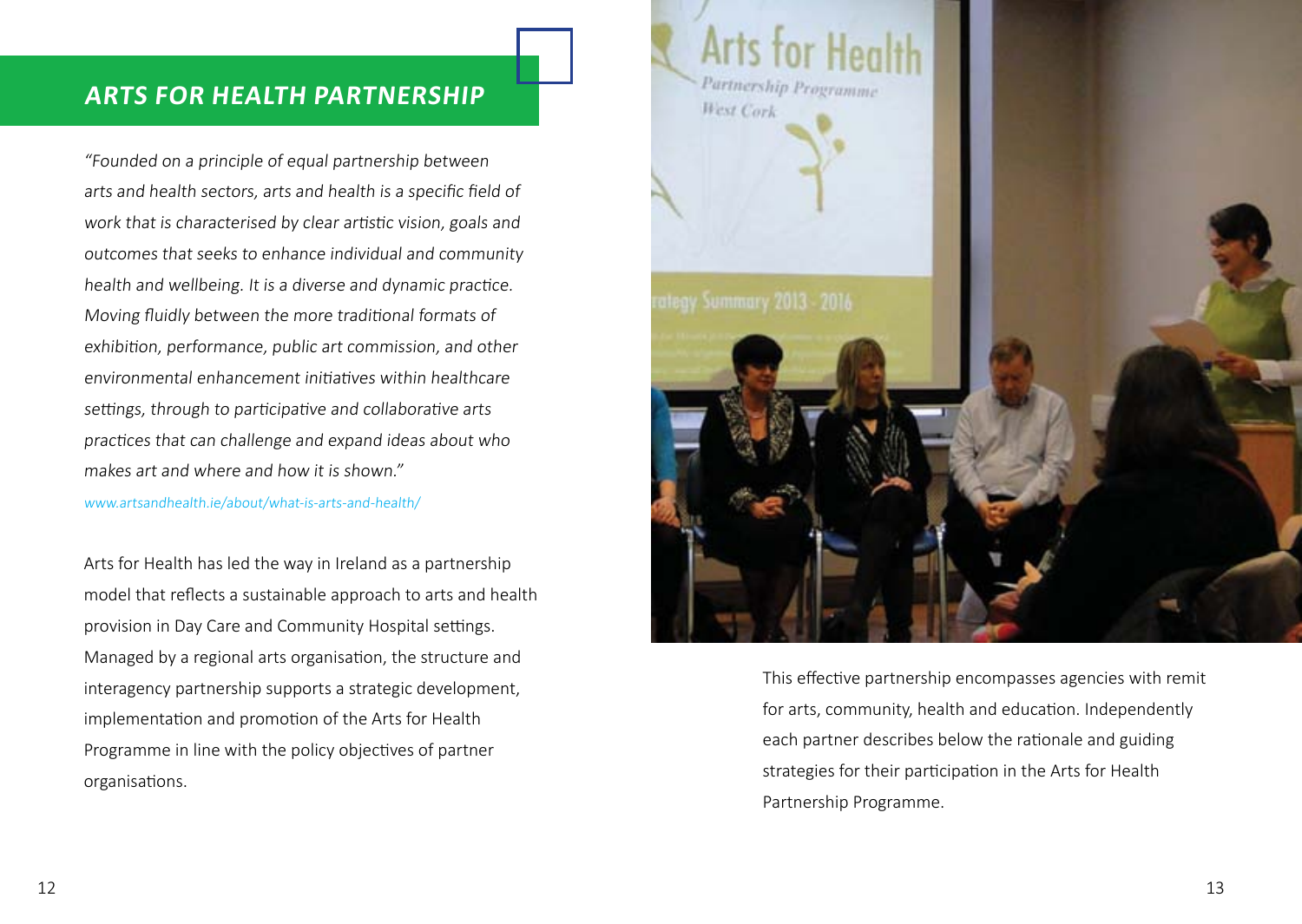## *ARTS FOR HEALTH PARTNERSHIP*

*"Founded on a principle of equal partnership between arts and health sectors, arts and health is a specific field of work that is characterised by clear artistic vision, goals and outcomes that seeks to enhance individual and community health and wellbeing. It is a diverse and dynamic practice. Moving fluidly between the more traditional formats of exhibition, performance, public art commission, and other environmental enhancement initiatives within healthcare settings, through to participative and collaborative arts practices that can challenge and expand ideas about who makes art and where and how it is shown."*

*www.artsandhealth.ie/about/what-is-arts-and-health/*

Arts for Health has led the way in Ireland as a partnership model that reflects a sustainable approach to arts and health provision in Day Care and Community Hospital settings. Managed by a regional arts organisation, the structure and interagency partnership supports a strategic development, implementation and promotion of the Arts for Health Programme in line with the policy objectives of partner organisations.

This effective partnership encompasses agencies with remit for arts, community, health and education. Independently each partner describes below the rationale and guiding strategies for their participation in the Arts for Health Partnership Programme.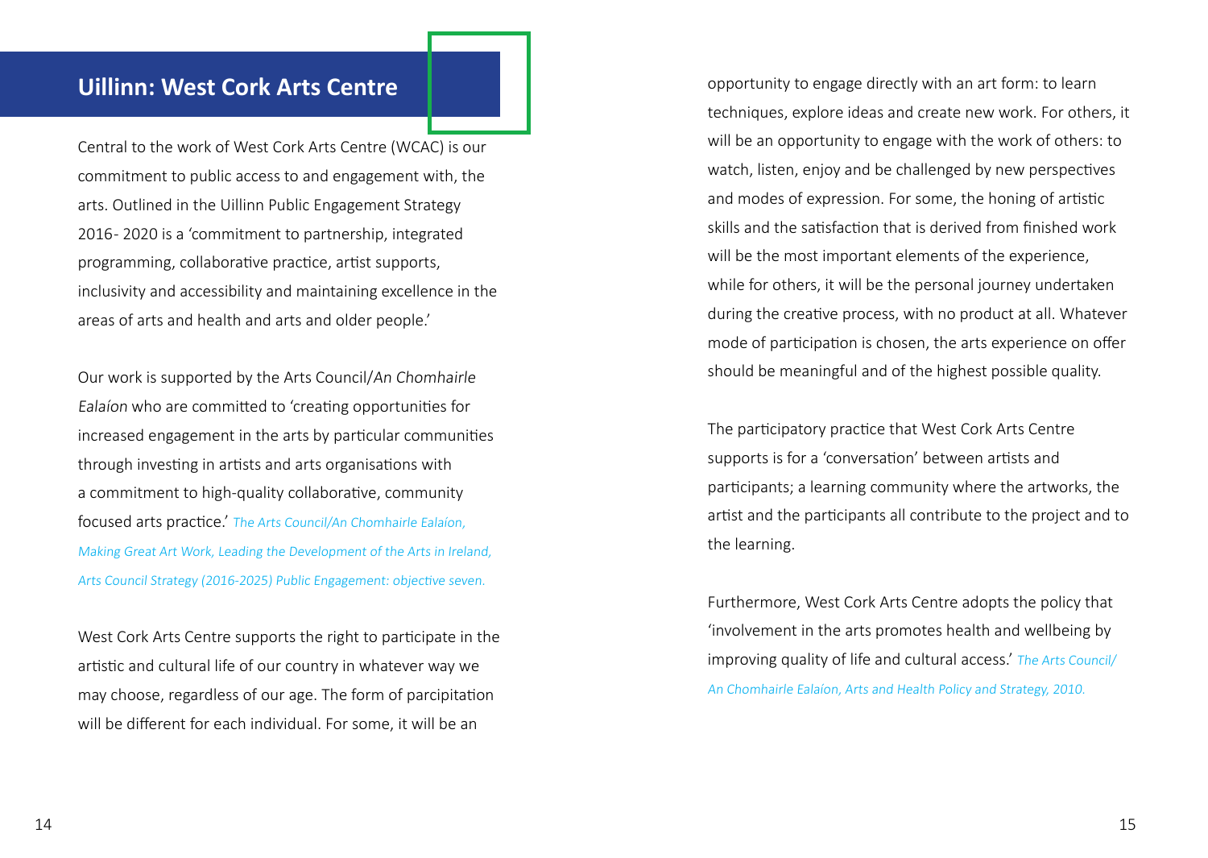## Uillinn: West Cork Arts Centre

Central to the work of West Cork Arts Centre (WCAC) is our commitment to public access to and engagement with, the arts. Outlined in the Uillinn Public Engagement Strategy 2016- 2020 is a 'commitment to partnership, integrated programming, collaborative practice, artist supports, inclusivity and accessibility and maintaining excellence in the areas of arts and health and arts and older people.'

Our work is supported by the Arts Council/*An Chomhairle Ealaíon* who are committed to 'creating opportunities for increased engagement in the arts by particular communities through investing in artists and arts organisations with a commitment to high-quality collaborative, community focused arts practice.' *The Arts Council/An Chomhairle Ealaíon, Making Great Art Work, Leading the Development of the Arts in Ireland, Arts Council Strategy (2016-2025) Public Engagement: objective seven.*

West Cork Arts Centre supports the right to participate in the artistic and cultural life of our country in whatever way we may choose, regardless of our age. The form of parcipitation will be different for each individual. For some, it will be an opportunity to engage directly with an art form: to learn techniques, explore ideas and create new work. For others, it will be an opportunity to engage with the work of others: to watch, listen, enjoy and be challenged by new perspectives and modes of expression. For some, the honing of artistic skills and the satisfaction that is derived from finished work will be the most important elements of the experience, while for others, it will be the personal journey undertaken during the creative process, with no product at all. Whatever mode of participation is chosen, the arts experience on offer should be meaningful and of the highest possible quality.

The participatory practice that West Cork Arts Centre supports is for a 'conversation' between artists and participants; a learning community where the artworks, the artist and the participants all contribute to the project and to the learning.

Furthermore, West Cork Arts Centre adopts the policy that 'involvement in the arts promotes health and wellbeing by improving quality of life and cultural access.' *The Arts Council/An Chomhairle Ealaíon, Arts and Health Policy and Strategy, 2010.*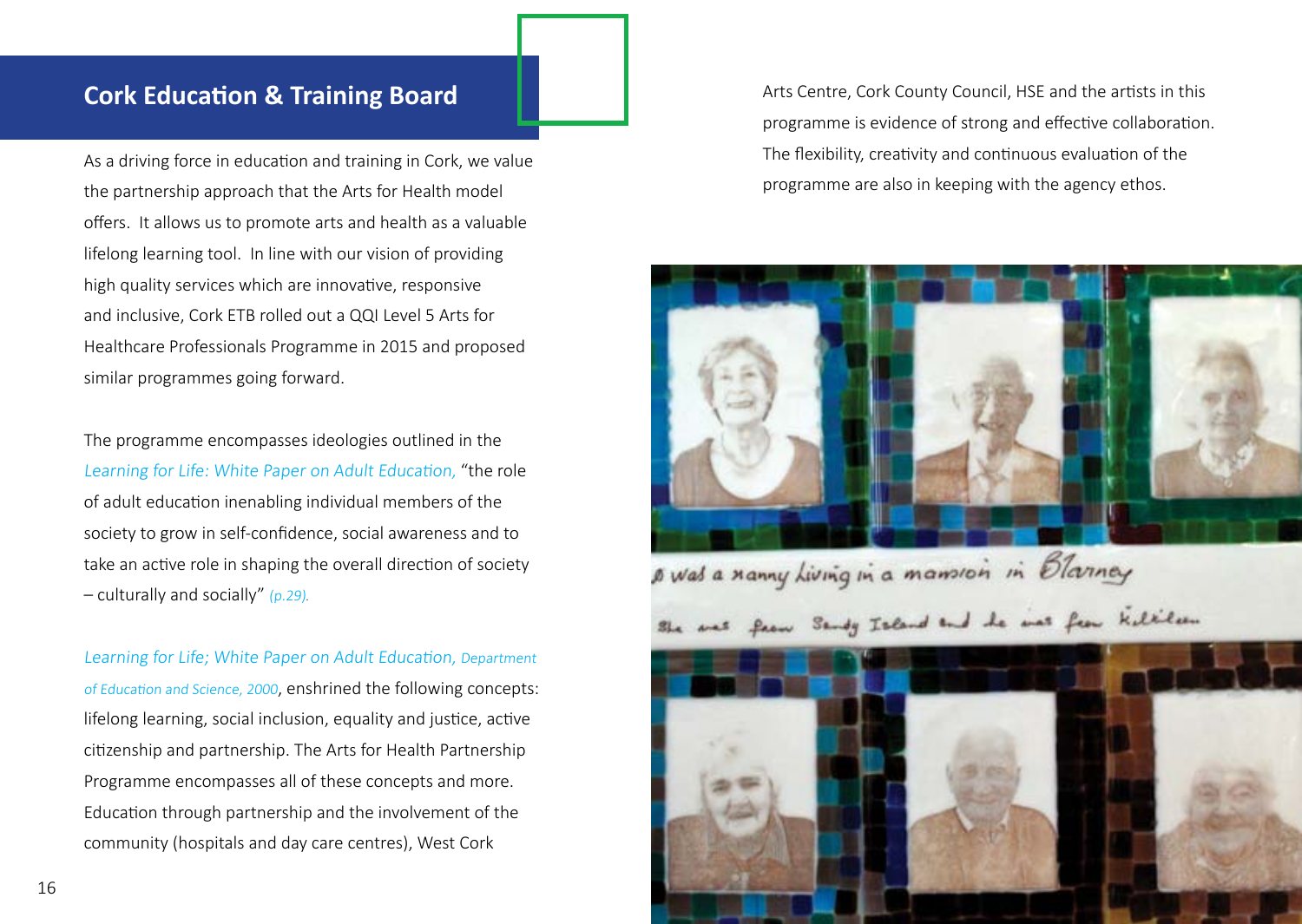## Cork Education & Training Board

As a driving force in education and training in Cork, we value the partnership approach that the Arts for Health model offers. It allows us to promote arts and health as a valuable lifelong learning tool. In line with our vision of providing high quality services which are innovative, responsive and inclusive, Cork ETB rolled out a QQI Level 5 Arts for Healthcare Professionals Programme in 2015 and proposed similar programmes going forward.

The programme encompasses ideologies outlined in the *Learning for Life: White Paper on Adult Education,* "the role of adult education inenabling individual members of the society to grow in self-confidence, social awareness and to take an active role in shaping the overall direction of society – culturally and socially" *(p.29).*

*Learning for Life; White Paper on Adult Education, Department of Education and Science, 2000*, enshrined the following concepts: lifelong learning, social inclusion, equality and justice, active citizenship and partnership. The Arts for Health Partnership Programme encompasses all of these concepts and more. Education through partnership and the involvement of the community (hospitals and day care centres), West Cork Arts Centre, Cork County Council, HSE and the artists in this programme is evidence of strong and effective collaboration. The flexibility, creativity and continuous evaluation of the programme are also in keeping with the agency ethos.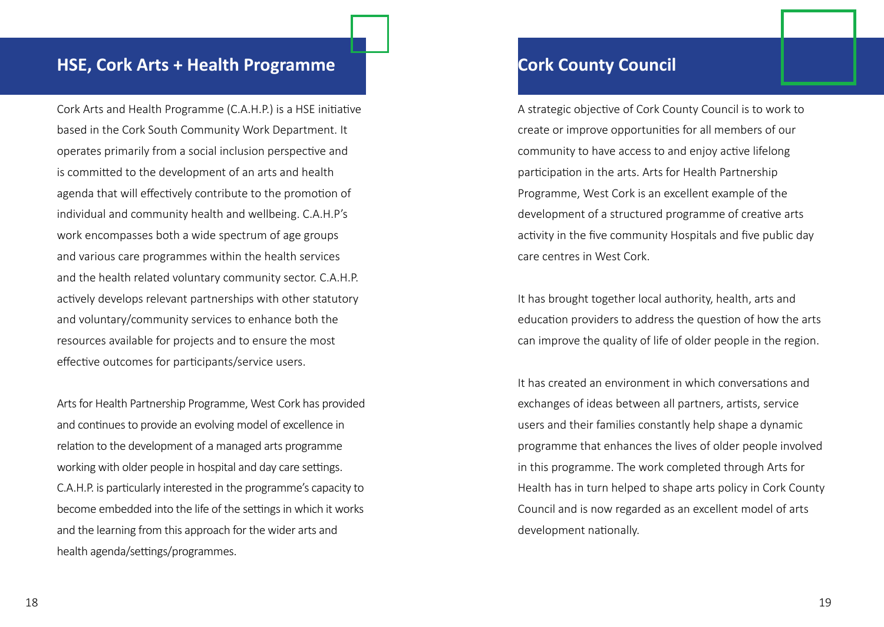## HSE, Cork Arts + Health Programme

Cork Arts and Health Programme (C.A.H.P.) is a HSE initiative based in the Cork South Community Work Department. It operates primarily from a social inclusion perspective and is committed to the development of an arts and health agenda that will effectively contribute to the promotion of individual and community health and wellbeing. C.A.H.P's work encompasses both a wide spectrum of age groups and various care programmes within the health services and the health related voluntary community sector. C.A.H.P. actively develops relevant partnerships with other statutory and voluntary/community services to enhance both the resources available for projects and to ensure the most effective outcomes for participants/service users.

Arts for Health Partnership Programme, West Cork has provided and continues to provide an evolving model of excellence in relation to the development of a managed arts programme working with older people in hospital and day care settings. C.A.H.P. is particularly interested in the programme's capacity to become embedded into the life of the settings in which it works and the learning from this approach for the wider arts and health agenda/settings/programmes.

## Cork County Council

A strategic objective of Cork County Council is to work to create or improve opportunities for all members of our community to have access to and enjoy active lifelong participation in the arts. Arts for Health Partnership Programme, West Cork is an excellent example of the development of a structured programme of creative arts activity in the five community Hospitals and five public day care centres in West Cork.

It has brought together local authority, health, arts and education providers to address the question of how the arts can improve the quality of life of older people in the region.

It has created an environment in which conversations and exchanges of ideas between all partners, artists, service users and their families constantly help shape a dynamic programme that enhances the lives of older people involved in this programme. The work completed through Arts for Health has in turn helped to shape arts policy in Cork County Council and is now regarded as an excellent model of arts development nationally.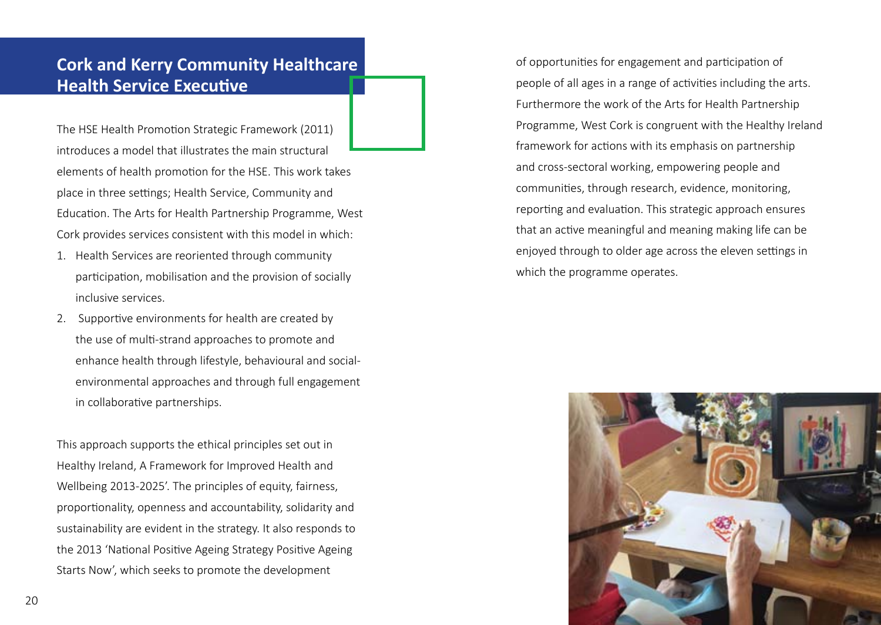## Cork and Kerry Community Healthcare Health Service Executive

The HSE Health Promotion Strategic Framework (2011) introduces a model that illustrates the main structural elements of health promotion for the HSE. This work takes place in three settings; Health Service, Community and Education. The Arts for Health Partnership Programme, West Cork provides services consistent with this model in which:

1. Health Services are reoriented through community participation, mobilisation and the provision of socially inclusive services.
2. Supportive environments for health are created by the use of multi-strand approaches to promote and enhance health through lifestyle, behavioural and social-environmental approaches and through full engagement in collaborative partnerships.

This approach supports the ethical principles set out in Healthy Ireland, A Framework for Improved Health and Wellbeing 2013-2025'. The principles of equity, fairness, proportionality, openness and accountability, solidarity and sustainability are evident in the strategy. It also responds to the 2013 'National Positive Ageing Strategy Positive Ageing Starts Now', which seeks to promote the development of opportunities for engagement and participation of people of all ages in a range of activities including the arts. Furthermore the work of the Arts for Health Partnership Programme, West Cork is congruent with the Healthy Ireland framework for actions with its emphasis on partnership and cross-sectoral working, empowering people and communities, through research, evidence, monitoring, reporting and evaluation. This strategic approach ensures that an active meaningful and meaning making life can be enjoyed through to older age across the eleven settings in which the programme operates.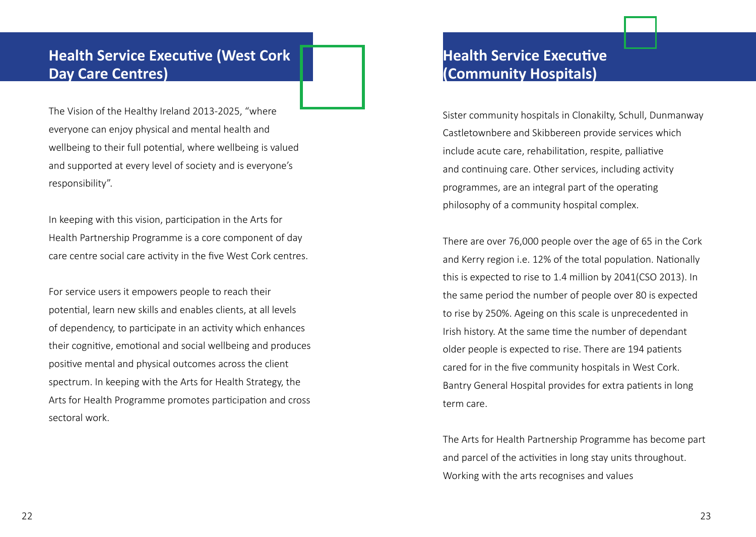## Health Service Executive (West Cork Day Care Centres)

The Vision of the Healthy Ireland 2013-2025, "where everyone can enjoy physical and mental health and wellbeing to their full potential, where wellbeing is valued and supported at every level of society and is everyone's responsibility".

In keeping with this vision, participation in the Arts for Health Partnership Programme is a core component of day care centre social care activity in the five West Cork centres.

For service users it empowers people to reach their potential, learn new skills and enables clients, at all levels of dependency, to participate in an activity which enhances their cognitive, emotional and social wellbeing and produces positive mental and physical outcomes across the client spectrum. In keeping with the Arts for Health Strategy, the Arts for Health Programme promotes participation and cross sectoral work.

## Health Service Executive (Community Hospitals)

Sister community hospitals in Clonakilty, Schull, Dunmanway Castletownbere and Skibbereen provide services which include acute care, rehabilitation, respite, palliative and continuing care. Other services, including activity programmes, are an integral part of the operating philosophy of a community hospital complex.

There are over 76,000 people over the age of 65 in the Cork and Kerry region i.e. 12% of the total population. Nationally this is expected to rise to 1.4 million by 2041(CSO 2013). In the same period the number of people over 80 is expected to rise by 250%. Ageing on this scale is unprecedented in Irish history. At the same time the number of dependant older people is expected to rise. There are 194 patients cared for in the five community hospitals in West Cork. Bantry General Hospital provides for extra patients in long term care.

The Arts for Health Partnership Programme has become part and parcel of the activities in long stay units throughout. Working with the arts recognises and values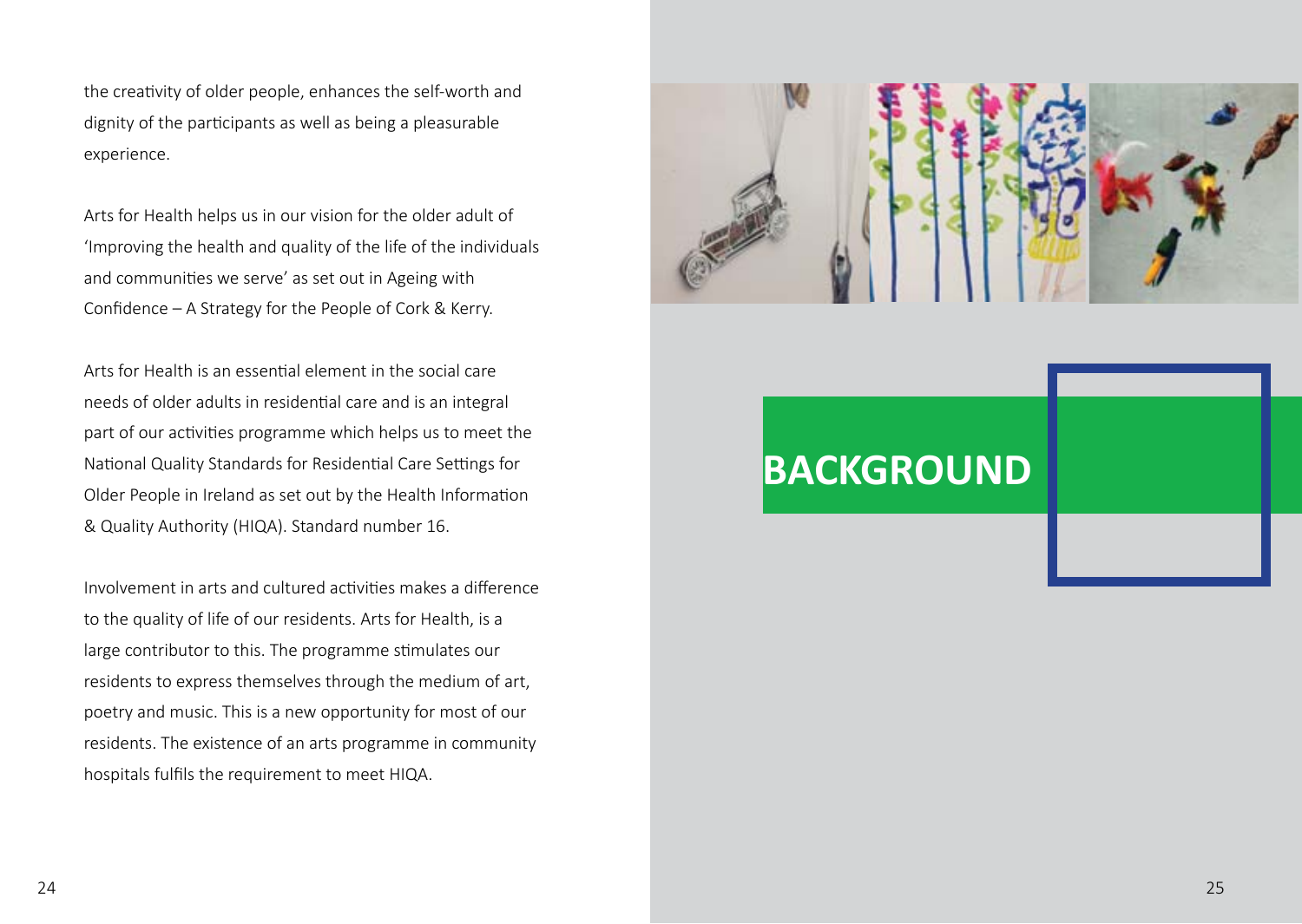the creativity of older people, enhances the self-worth and dignity of the participants as well as being a pleasurable experience.

Arts for Health helps us in our vision for the older adult of 'Improving the health and quality of the life of the individuals and communities we serve' as set out in Ageing with Confidence – A Strategy for the People of Cork & Kerry.

Arts for Health is an essential element in the social care needs of older adults in residential care and is an integral part of our activities programme which helps us to meet the National Quality Standards for Residential Care Settings for Older People in Ireland as set out by the Health Information & Quality Authority (HIQA). Standard number 16.

Involvement in arts and cultured activities makes a difference to the quality of life of our residents. Arts for Health, is a large contributor to this. The programme stimulates our residents to express themselves through the medium of art, poetry and music. This is a new opportunity for most of our residents. The existence of an arts programme in community hospitals fulfils the requirement to meet HIQA.

# BACKGROUND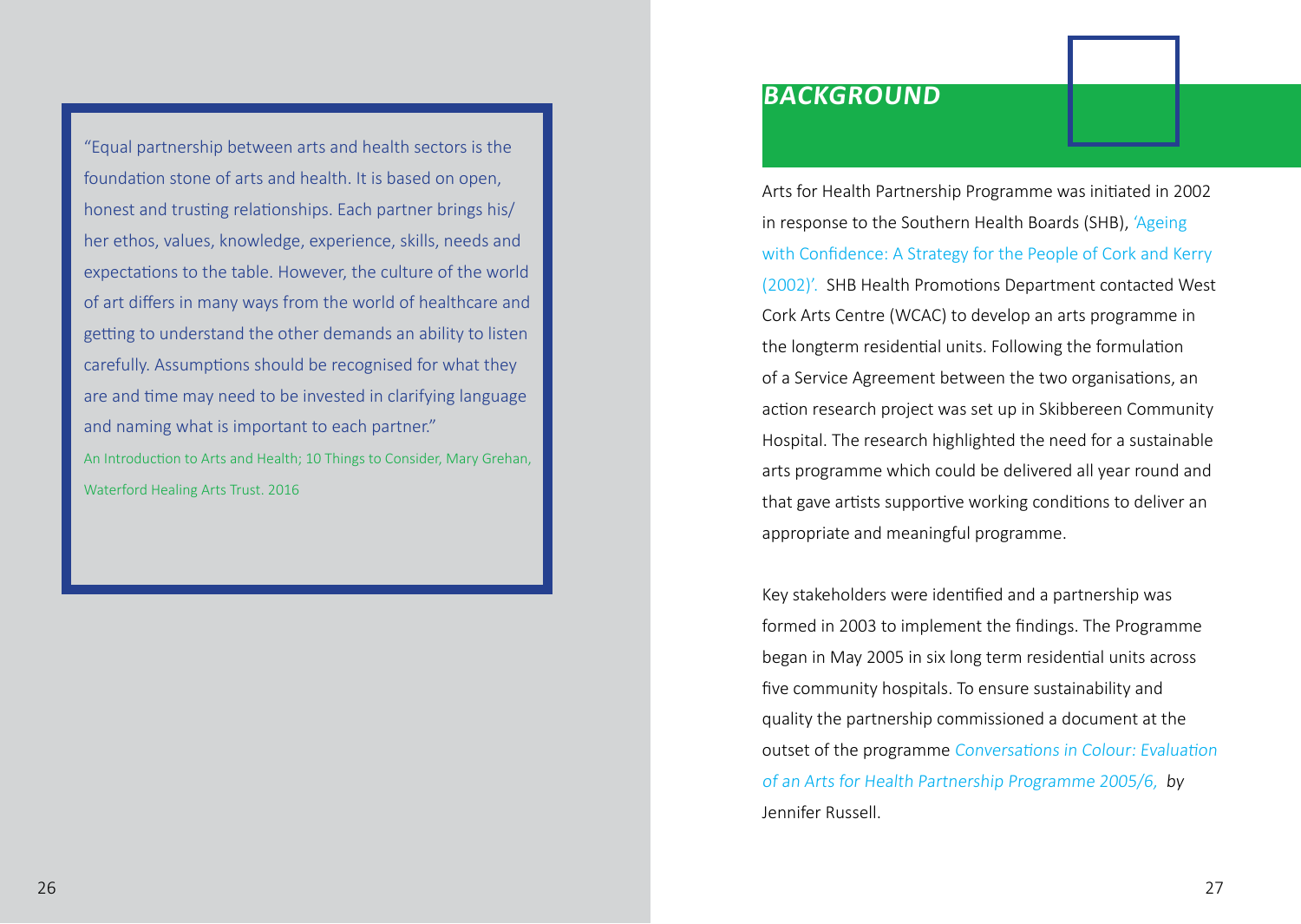> "Equal partnership between arts and health sectors is the foundation stone of arts and health. It is based on open, honest and trusting relationships. Each partner brings his/her ethos, values, knowledge, experience, skills, needs and expectations to the table. However, the culture of the world of art differs in many ways from the world of healthcare and getting to understand the other demands an ability to listen carefully. Assumptions should be recognised for what they are and time may need to be invested in clarifying language and naming what is important to each partner."
>
> An Introduction to Arts and Health; 10 Things to Consider, Mary Grehan, Waterford Healing Arts Trust. 2016

## *BACKGROUND*

Arts for Health Partnership Programme was initiated in 2002 in response to the Southern Health Boards (SHB), 'Ageing with Confidence: A Strategy for the People of Cork and Kerry (2002)'. SHB Health Promotions Department contacted West Cork Arts Centre (WCAC) to develop an arts programme in the longterm residential units. Following the formulation of a Service Agreement between the two organisations, an action research project was set up in Skibbereen Community Hospital. The research highlighted the need for a sustainable arts programme which could be delivered all year round and that gave artists supportive working conditions to deliver an appropriate and meaningful programme.

Key stakeholders were identified and a partnership was formed in 2003 to implement the findings. The Programme began in May 2005 in six long term residential units across five community hospitals. To ensure sustainability and quality the partnership commissioned a document at the outset of the programme *Conversations in Colour: Evaluation of an Arts for Health Partnership Programme 2005/6, by* Jennifer Russell.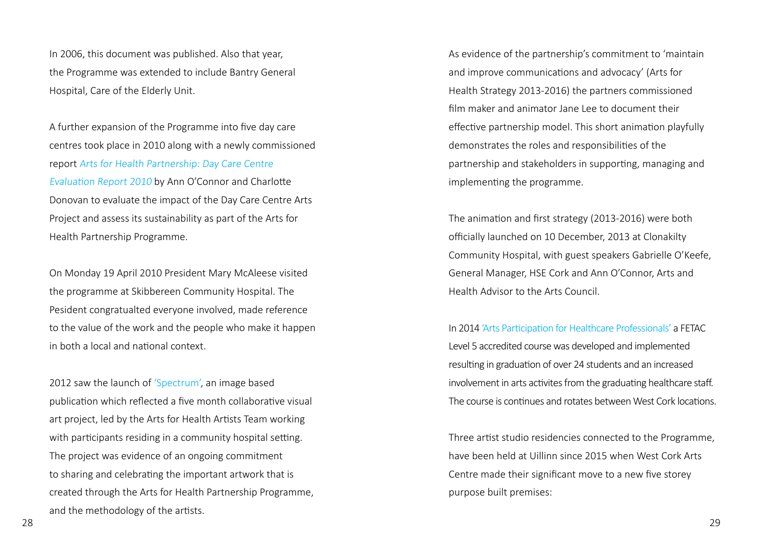In 2006, this document was published. Also that year, the Programme was extended to include Bantry General Hospital, Care of the Elderly Unit.

A further expansion of the Programme into five day care centres took place in 2010 along with a newly commissioned report *Arts for Health Partnership: Day Care Centre Evaluation Report 2010* by Ann O'Connor and Charlotte Donovan to evaluate the impact of the Day Care Centre Arts Project and assess its sustainability as part of the Arts for Health Partnership Programme.

On Monday 19 April 2010 President Mary McAleese visited the programme at Skibbereen Community Hospital. The Pesident congratualted everyone involved, made reference to the value of the work and the people who make it happen in both a local and national context.

2012 saw the launch of 'Spectrum', an image based publication which reflected a five month collaborative visual art project, led by the Arts for Health Artists Team working with participants residing in a community hospital setting. The project was evidence of an ongoing commitment to sharing and celebrating the important artwork that is created through the Arts for Health Partnership Programme, and the methodology of the artists.

As evidence of the partnership's commitment to 'maintain and improve communications and advocacy' (Arts for Health Strategy 2013-2016) the partners commissioned film maker and animator Jane Lee to document their effective partnership model. This short animation playfully demonstrates the roles and responsibilities of the partnership and stakeholders in supporting, managing and implementing the programme.

The animation and first strategy (2013-2016) were both officially launched on 10 December, 2013 at Clonakilty Community Hospital, with guest speakers Gabrielle O'Keefe, General Manager, HSE Cork and Ann O'Connor, Arts and Health Advisor to the Arts Council.

In 2014 'Arts Participation for Healthcare Professionals' a FETAC Level 5 accredited course was developed and implemented resulting in graduation of over 24 students and an increased involvement in arts activites from the graduating healthcare staff. The course is continues and rotates between West Cork locations.

Three artist studio residencies connected to the Programme, have been held at Uillinn since 2015 when West Cork Arts Centre made their significant move to a new five storey purpose built premises: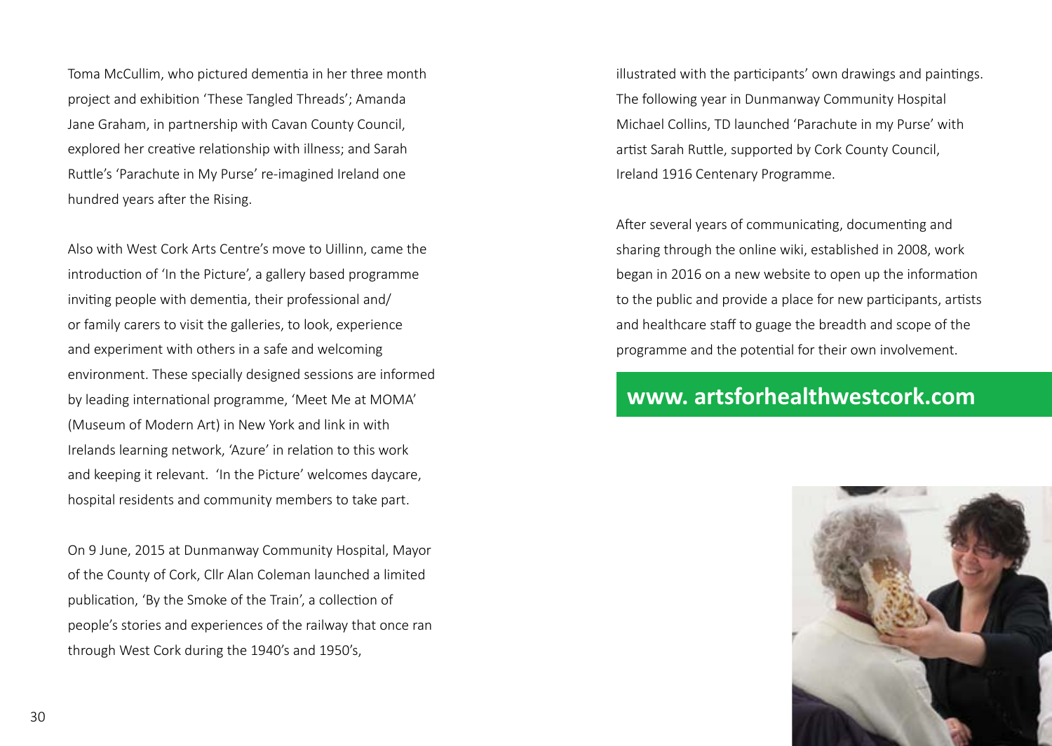Toma McCullim, who pictured dementia in her three month project and exhibition 'These Tangled Threads'; Amanda Jane Graham, in partnership with Cavan County Council, explored her creative relationship with illness; and Sarah Ruttle's 'Parachute in My Purse' re-imagined Ireland one hundred years after the Rising.

Also with West Cork Arts Centre's move to Uillinn, came the introduction of 'In the Picture', a gallery based programme inviting people with dementia, their professional and/ or family carers to visit the galleries, to look, experience and experiment with others in a safe and welcoming environment. These specially designed sessions are informed by leading international programme, 'Meet Me at MOMA' (Museum of Modern Art) in New York and link in with Irelands learning network, 'Azure' in relation to this work and keeping it relevant. 'In the Picture' welcomes daycare, hospital residents and community members to take part.

On 9 June, 2015 at Dunmanway Community Hospital, Mayor of the County of Cork, Cllr Alan Coleman launched a limited publication, 'By the Smoke of the Train', a collection of people's stories and experiences of the railway that once ran through West Cork during the 1940's and 1950's, illustrated with the participants' own drawings and paintings. The following year in Dunmanway Community Hospital Michael Collins, TD launched 'Parachute in my Purse' with artist Sarah Ruttle, supported by Cork County Council, Ireland 1916 Centenary Programme.

After several years of communicating, documenting and sharing through the online wiki, established in 2008, work began in 2016 on a new website to open up the information to the public and provide a place for new participants, artists and healthcare staff to guage the breadth and scope of the programme and the potential for their own involvement.

**www. artsforhealthwestcork.com**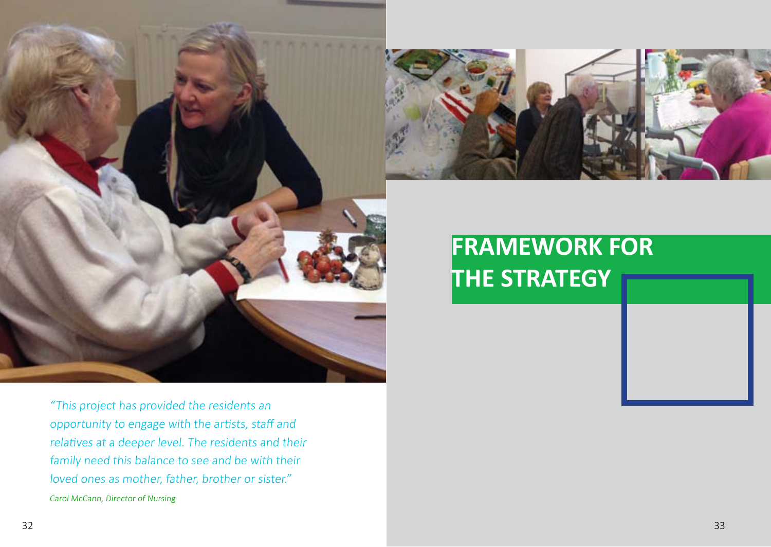*"This project has provided the residents an opportunity to engage with the artists, staff and relatives at a deeper level. The residents and their family need this balance to see and be with their loved ones as mother, father, brother or sister."*

*Carol McCann, Director of Nursing*

# FRAMEWORK FOR THE STRATEGY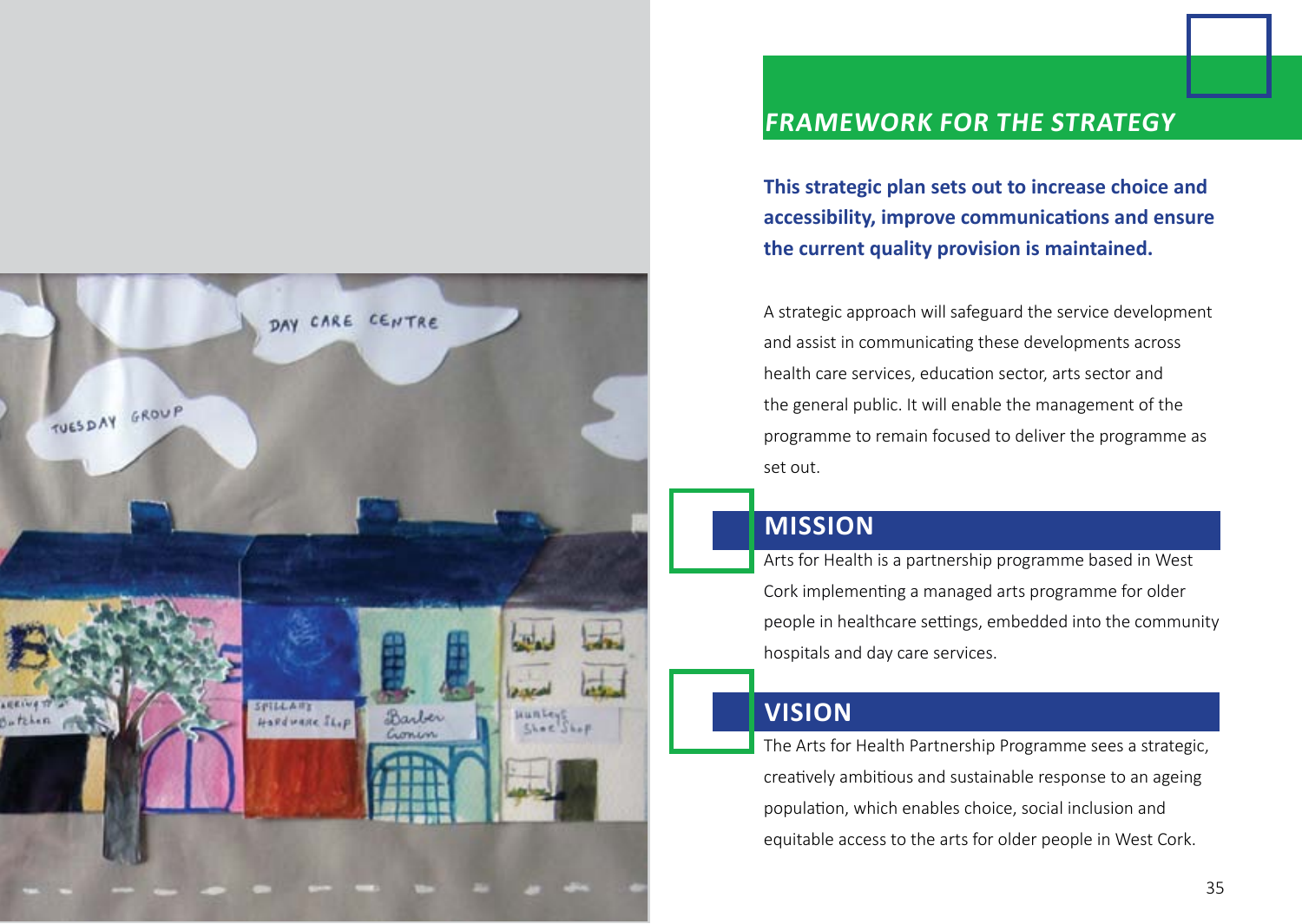## FRAMEWORK FOR THE STRATEGY

**This strategic plan sets out to increase choice and accessibility, improve communications and ensure the current quality provision is maintained.**

A strategic approach will safeguard the service development and assist in communicating these developments across health care services, education sector, arts sector and the general public. It will enable the management of the programme to remain focused to deliver the programme as set out.

## MISSION

Arts for Health is a partnership programme based in West Cork implementing a managed arts programme for older people in healthcare settings, embedded into the community hospitals and day care services.

## VISION

The Arts for Health Partnership Programme sees a strategic, creatively ambitious and sustainable response to an ageing population, which enables choice, social inclusion and equitable access to the arts for older people in West Cork.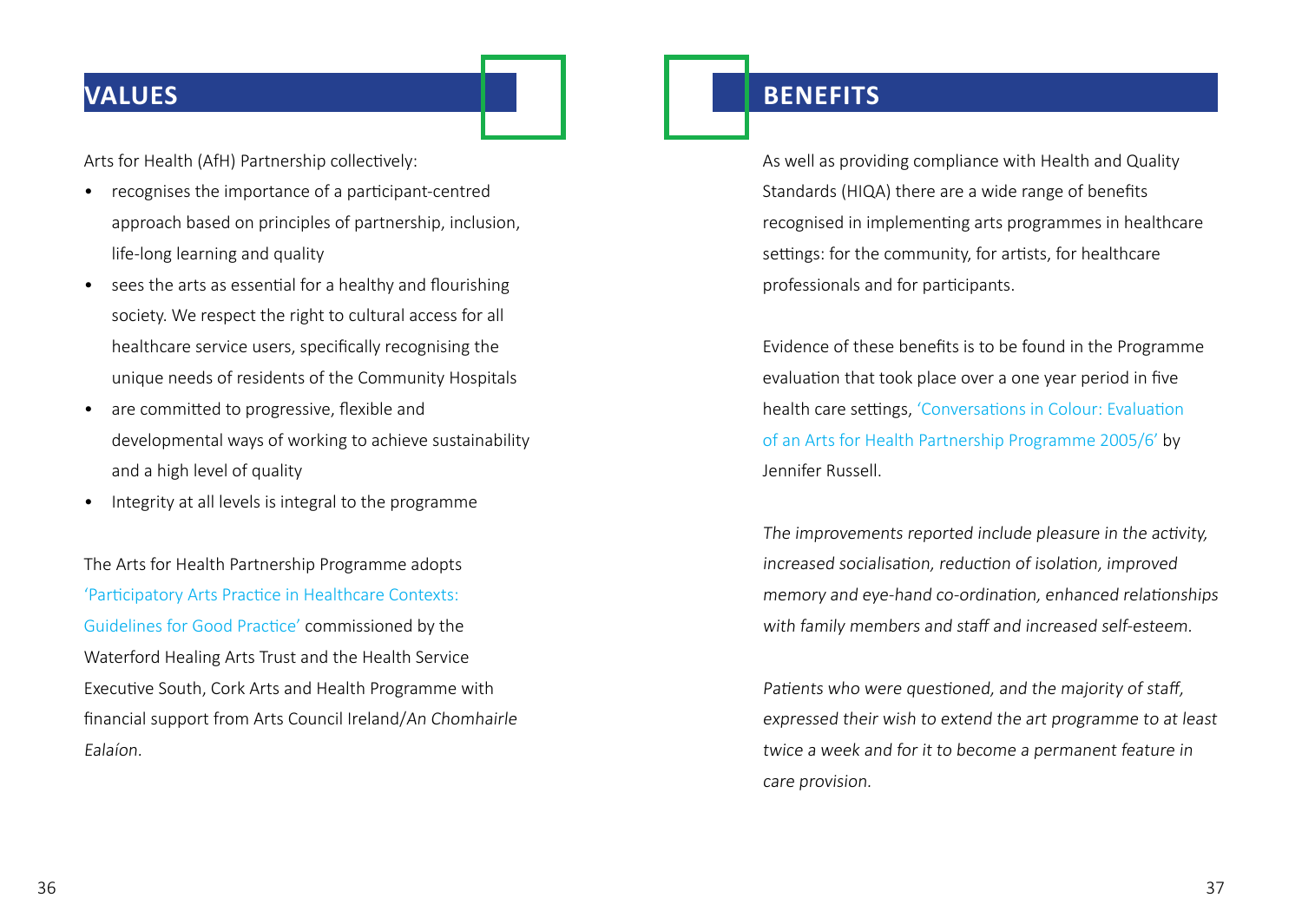## VALUES

Arts for Health (AfH) Partnership collectively:

- recognises the importance of a participant-centred approach based on principles of partnership, inclusion, life-long learning and quality
- sees the arts as essential for a healthy and flourishing society. We respect the right to cultural access for all healthcare service users, specifically recognising the unique needs of residents of the Community Hospitals
- are committed to progressive, flexible and developmental ways of working to achieve sustainability and a high level of quality
- Integrity at all levels is integral to the programme

The Arts for Health Partnership Programme adopts 'Participatory Arts Practice in Healthcare Contexts: Guidelines for Good Practice' commissioned by the Waterford Healing Arts Trust and the Health Service Executive South, Cork Arts and Health Programme with financial support from Arts Council Ireland/*An Chomhairle Ealaíon*.

## BENEFITS

As well as providing compliance with Health and Quality Standards (HIQA) there are a wide range of benefits recognised in implementing arts programmes in healthcare settings: for the community, for artists, for healthcare professionals and for participants.

Evidence of these benefits is to be found in the Programme evaluation that took place over a one year period in five health care settings, 'Conversations in Colour: Evaluation of an Arts for Health Partnership Programme 2005/6' by Jennifer Russell.

*The improvements reported include pleasure in the activity, increased socialisation, reduction of isolation, improved memory and eye-hand co-ordination, enhanced relationships with family members and staff and increased self-esteem.*

*Patients who were questioned, and the majority of staff, expressed their wish to extend the art programme to at least twice a week and for it to become a permanent feature in care provision.*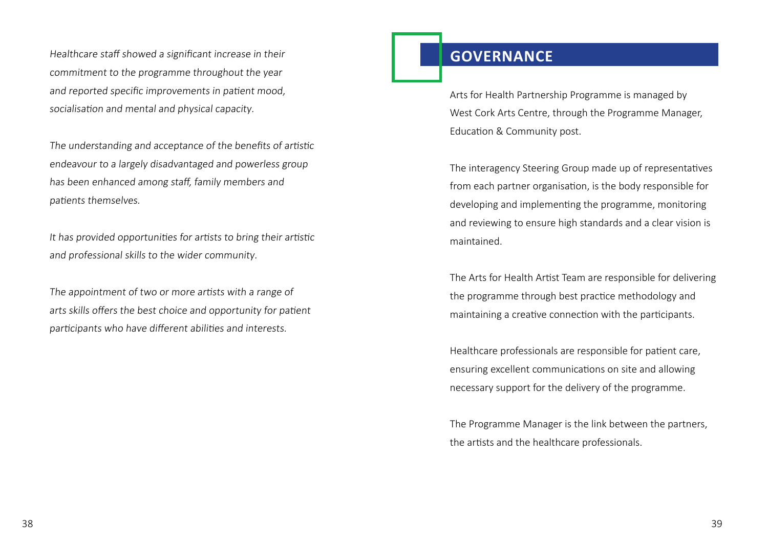*Healthcare staff showed a significant increase in their commitment to the programme throughout the year and reported specific improvements in patient mood, socialisation and mental and physical capacity.*

*The understanding and acceptance of the benefits of artistic endeavour to a largely disadvantaged and powerless group has been enhanced among staff, family members and patients themselves.*

*It has provided opportunities for artists to bring their artistic and professional skills to the wider community.*

*The appointment of two or more artists with a range of arts skills offers the best choice and opportunity for patient participants who have different abilities and interests.*

## GOVERNANCE

Arts for Health Partnership Programme is managed by West Cork Arts Centre, through the Programme Manager, Education & Community post.

The interagency Steering Group made up of representatives from each partner organisation, is the body responsible for developing and implementing the programme, monitoring and reviewing to ensure high standards and a clear vision is maintained.

The Arts for Health Artist Team are responsible for delivering the programme through best practice methodology and maintaining a creative connection with the participants.

Healthcare professionals are responsible for patient care, ensuring excellent communications on site and allowing necessary support for the delivery of the programme.

The Programme Manager is the link between the partners, the artists and the healthcare professionals.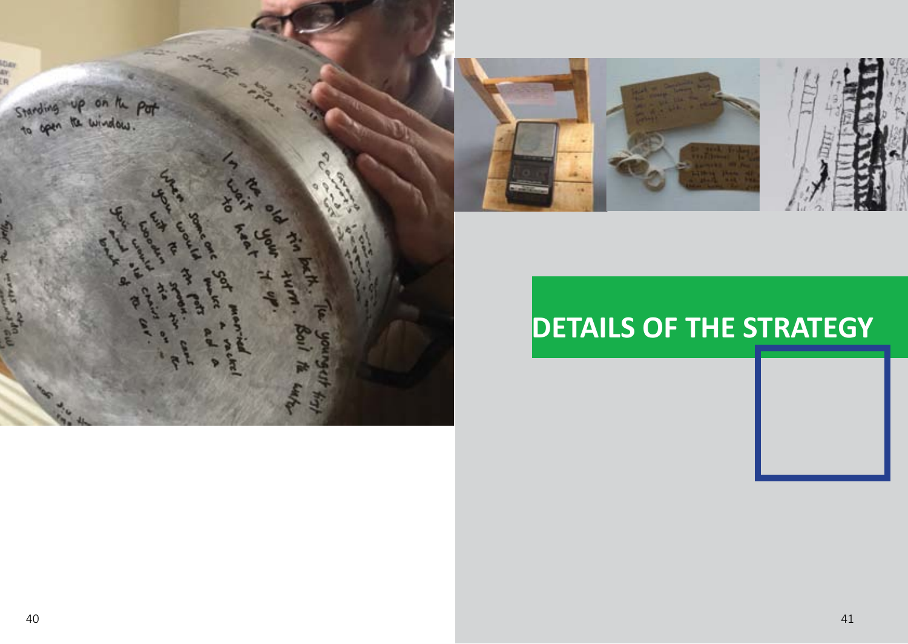# DETAILS OF THE STRATEGY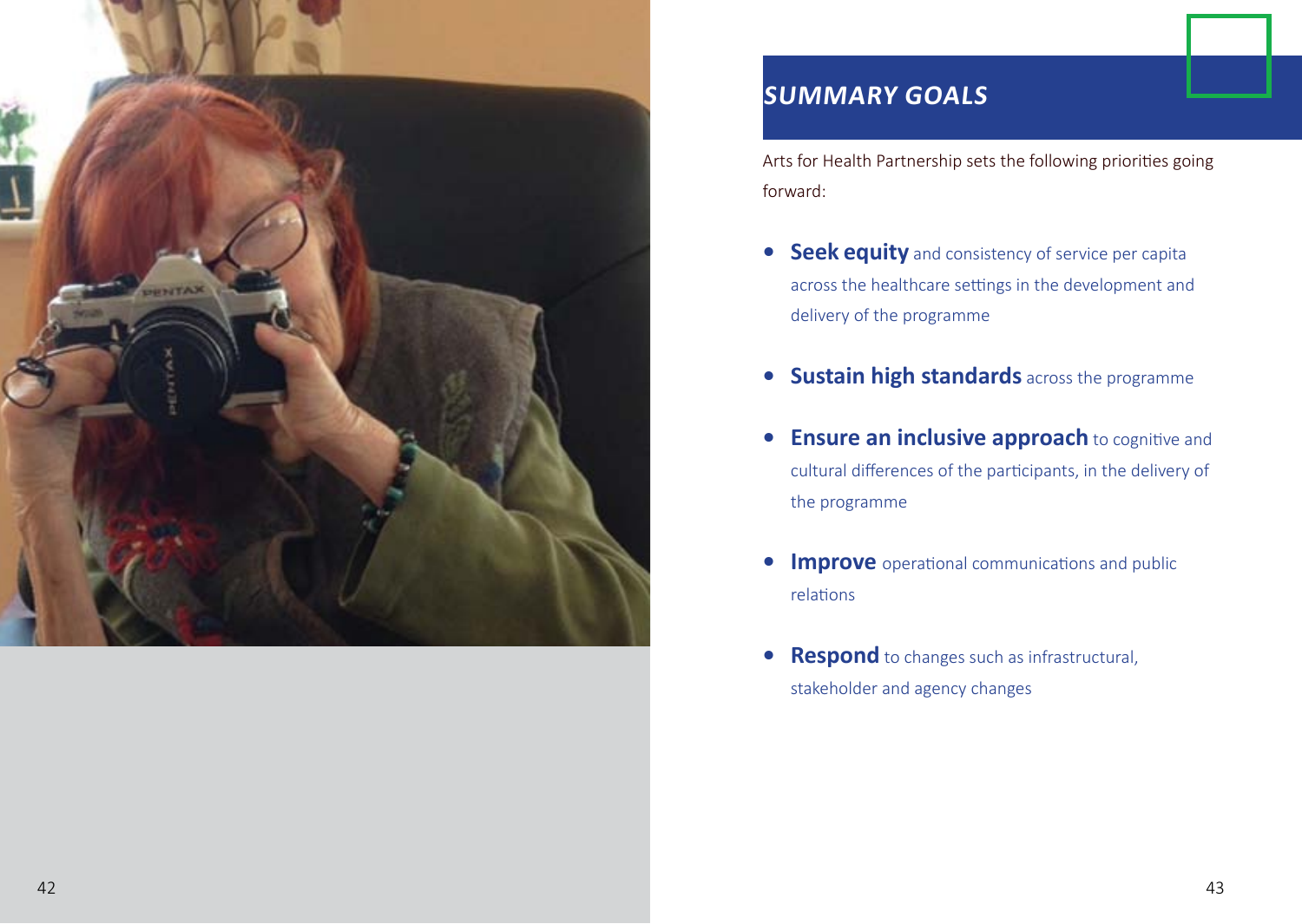## *SUMMARY GOALS*

Arts for Health Partnership sets the following priorities going forward:

- **Seek equity** and consistency of service per capita across the healthcare settings in the development and delivery of the programme
- **Sustain high standards** across the programme
- **Ensure an inclusive approach** to cognitive and cultural differences of the participants, in the delivery of the programme
- **Improve** operational communications and public relations
- **Respond** to changes such as infrastructural, stakeholder and agency changes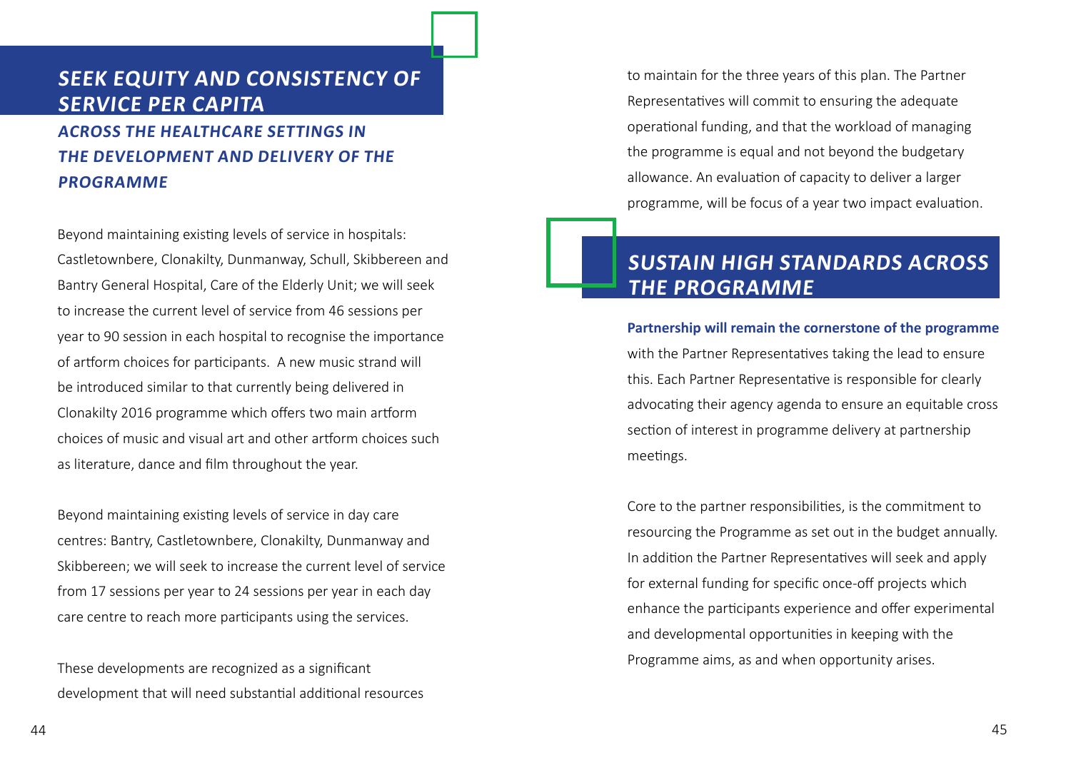## *SEEK EQUITY AND CONSISTENCY OF SERVICE PER CAPITA*

### *ACROSS THE HEALTHCARE SETTINGS IN THE DEVELOPMENT AND DELIVERY OF THE PROGRAMME*

Beyond maintaining existing levels of service in hospitals: Castletownbere, Clonakilty, Dunmanway, Schull, Skibbereen and Bantry General Hospital, Care of the Elderly Unit; we will seek to increase the current level of service from 46 sessions per year to 90 session in each hospital to recognise the importance of artform choices for participants. A new music strand will be introduced similar to that currently being delivered in Clonakilty 2016 programme which offers two main artform choices of music and visual art and other artform choices such as literature, dance and film throughout the year.

Beyond maintaining existing levels of service in day care centres: Bantry, Castletownbere, Clonakilty, Dunmanway and Skibbereen; we will seek to increase the current level of service from 17 sessions per year to 24 sessions per year in each day care centre to reach more participants using the services.

These developments are recognized as a significant development that will need substantial additional resources to maintain for the three years of this plan. The Partner Representatives will commit to ensuring the adequate operational funding, and that the workload of managing the programme is equal and not beyond the budgetary allowance. An evaluation of capacity to deliver a larger programme, will be focus of a year two impact evaluation.

## *SUSTAIN HIGH STANDARDS ACROSS THE PROGRAMME*

**Partnership will remain the cornerstone of the programme** with the Partner Representatives taking the lead to ensure this. Each Partner Representative is responsible for clearly advocating their agency agenda to ensure an equitable cross section of interest in programme delivery at partnership meetings.

Core to the partner responsibilities, is the commitment to resourcing the Programme as set out in the budget annually. In addition the Partner Representatives will seek and apply for external funding for specific once-off projects which enhance the participants experience and offer experimental and developmental opportunities in keeping with the Programme aims, as and when opportunity arises.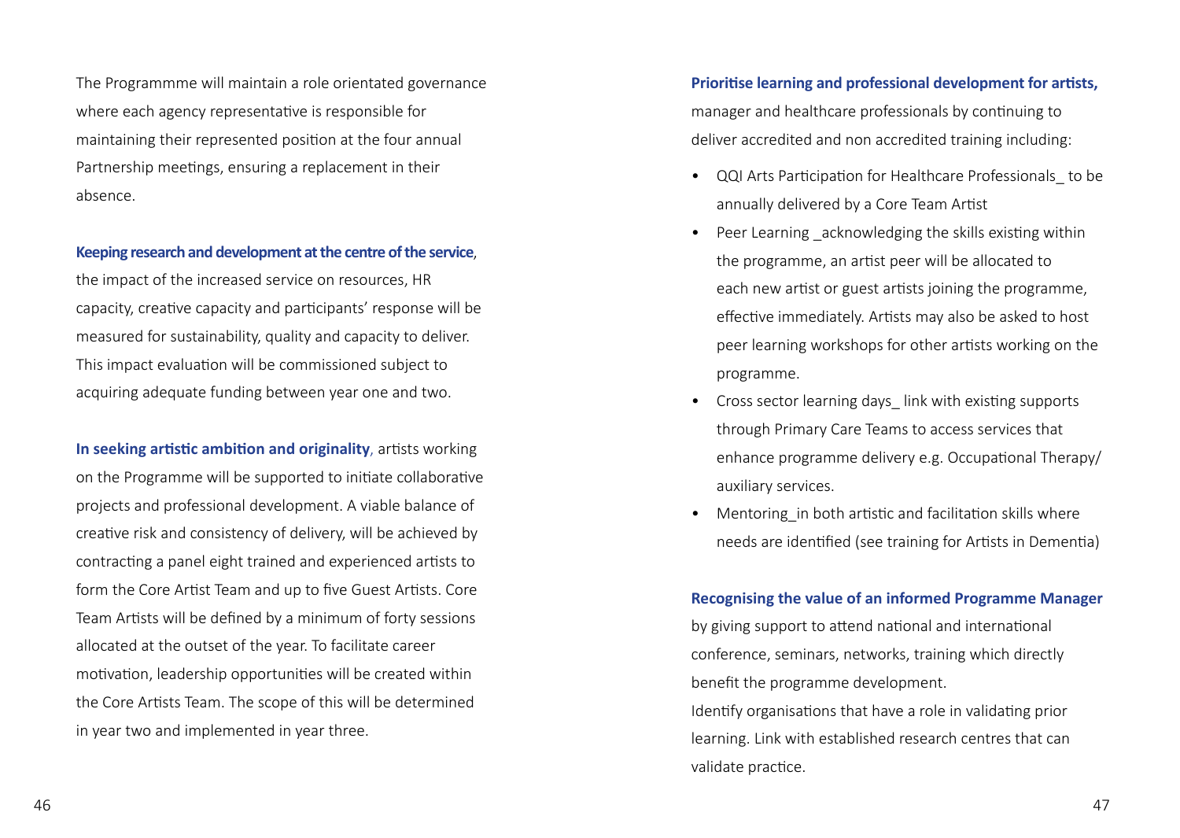The Programmme will maintain a role orientated governance where each agency representative is responsible for maintaining their represented position at the four annual Partnership meetings, ensuring a replacement in their absence.

**Keeping research and development at the centre of the service**, the impact of the increased service on resources, HR capacity, creative capacity and participants' response will be measured for sustainability, quality and capacity to deliver. This impact evaluation will be commissioned subject to acquiring adequate funding between year one and two.

**In seeking artistic ambition and originality**, artists working on the Programme will be supported to initiate collaborative projects and professional development. A viable balance of creative risk and consistency of delivery, will be achieved by contracting a panel eight trained and experienced artists to form the Core Artist Team and up to five Guest Artists. Core Team Artists will be defined by a minimum of forty sessions allocated at the outset of the year. To facilitate career motivation, leadership opportunities will be created within the Core Artists Team. The scope of this will be determined in year two and implemented in year three.

**Prioritise learning and professional development for artists,** manager and healthcare professionals by continuing to deliver accredited and non accredited training including:

- QQI Arts Participation for Healthcare Professionals_ to be annually delivered by a Core Team Artist
- Peer Learning _acknowledging the skills existing within the programme, an artist peer will be allocated to each new artist or guest artists joining the programme, effective immediately. Artists may also be asked to host peer learning workshops for other artists working on the programme.
- Cross sector learning days_ link with existing supports through Primary Care Teams to access services that enhance programme delivery e.g. Occupational Therapy/ auxiliary services.
- Mentoring_in both artistic and facilitation skills where needs are identified (see training for Artists in Dementia)

**Recognising the value of an informed Programme Manager** by giving support to attend national and international conference, seminars, networks, training which directly benefit the programme development.
Identify organisations that have a role in validating prior learning. Link with established research centres that can validate practice.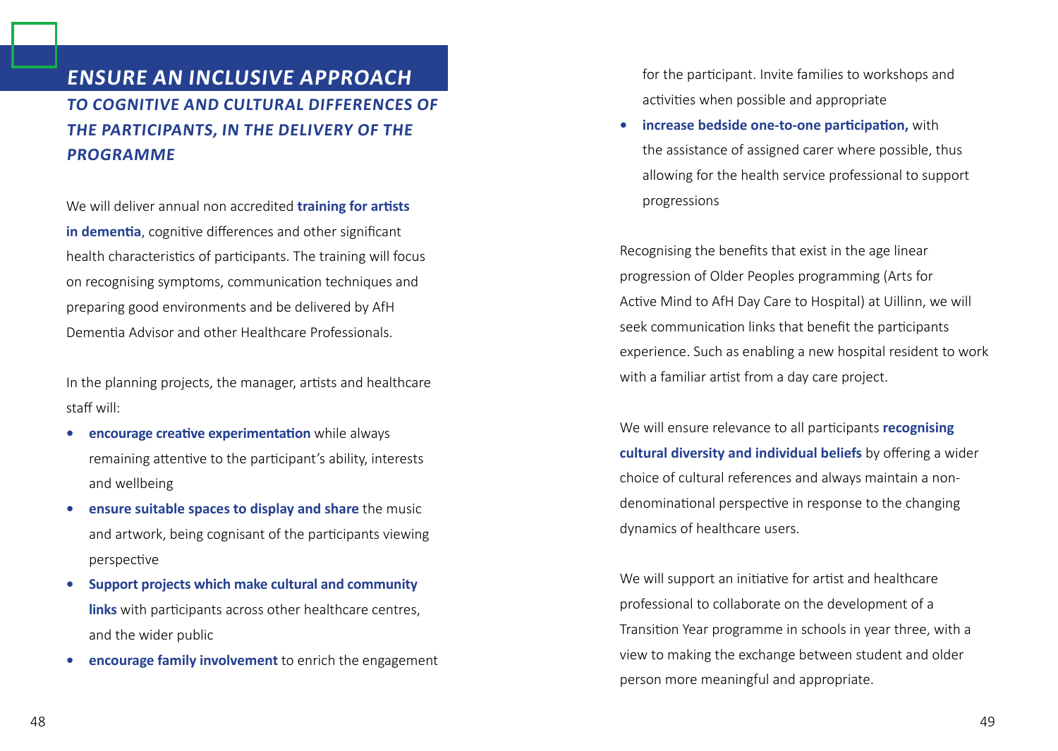## *ENSURE AN INCLUSIVE APPROACH*

### *TO COGNITIVE AND CULTURAL DIFFERENCES OF THE PARTICIPANTS, IN THE DELIVERY OF THE PROGRAMME*

We will deliver annual non accredited **training for artists in dementia**, cognitive differences and other significant health characteristics of participants. The training will focus on recognising symptoms, communication techniques and preparing good environments and be delivered by AfH Dementia Advisor and other Healthcare Professionals.

In the planning projects, the manager, artists and healthcare staff will:

- **encourage creative experimentation** while always remaining attentive to the participant's ability, interests and wellbeing
- **ensure suitable spaces to display and share** the music and artwork, being cognisant of the participants viewing perspective
- **Support projects which make cultural and community links** with participants across other healthcare centres, and the wider public
- **encourage family involvement** to enrich the engagement for the participant. Invite families to workshops and activities when possible and appropriate
- **increase bedside one-to-one participation,** with the assistance of assigned carer where possible, thus allowing for the health service professional to support progressions

Recognising the benefits that exist in the age linear progression of Older Peoples programming (Arts for Active Mind to AfH Day Care to Hospital) at Uillinn, we will seek communication links that benefit the participants experience. Such as enabling a new hospital resident to work with a familiar artist from a day care project.

We will ensure relevance to all participants **recognising cultural diversity and individual beliefs** by offering a wider choice of cultural references and always maintain a non-denominational perspective in response to the changing dynamics of healthcare users.

We will support an initiative for artist and healthcare professional to collaborate on the development of a Transition Year programme in schools in year three, with a view to making the exchange between student and older person more meaningful and appropriate.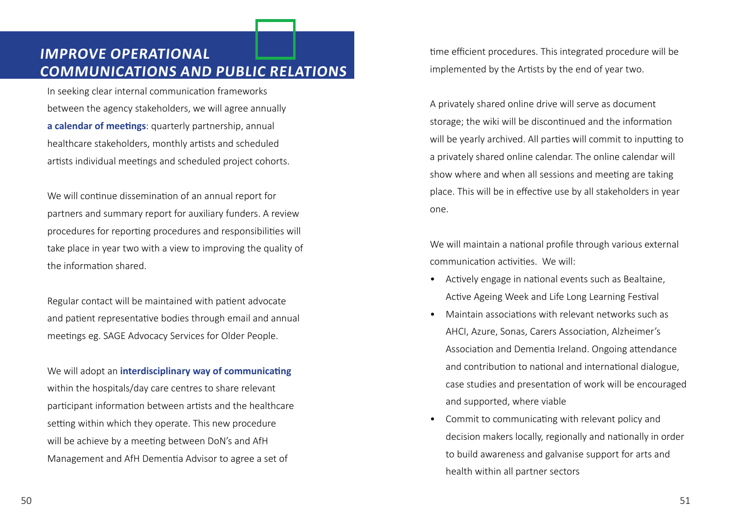## *IMPROVE OPERATIONAL COMMUNICATIONS AND PUBLIC RELATIONS*

In seeking clear internal communication frameworks between the agency stakeholders, we will agree annually **a calendar of meetings**: quarterly partnership, annual healthcare stakeholders, monthly artists and scheduled artists individual meetings and scheduled project cohorts.

We will continue dissemination of an annual report for partners and summary report for auxiliary funders. A review procedures for reporting procedures and responsibilities will take place in year two with a view to improving the quality of the information shared.

Regular contact will be maintained with patient advocate and patient representative bodies through email and annual meetings eg. SAGE Advocacy Services for Older People.

We will adopt an **interdisciplinary way of communicating** within the hospitals/day care centres to share relevant participant information between artists and the healthcare setting within which they operate. This new procedure will be achieve by a meeting between DoN's and AfH Management and AfH Dementia Advisor to agree a set of time efficient procedures. This integrated procedure will be implemented by the Artists by the end of year two.

A privately shared online drive will serve as document storage; the wiki will be discontinued and the information will be yearly archived. All parties will commit to inputting to a privately shared online calendar. The online calendar will show where and when all sessions and meeting are taking place. This will be in effective use by all stakeholders in year one.

We will maintain a national profile through various external communication activities. We will:

- Actively engage in national events such as Bealtaine, Active Ageing Week and Life Long Learning Festival
- Maintain associations with relevant networks such as AHCI, Azure, Sonas, Carers Association, Alzheimer's Association and Dementia Ireland. Ongoing attendance and contribution to national and international dialogue, case studies and presentation of work will be encouraged and supported, where viable
- Commit to communicating with relevant policy and decision makers locally, regionally and nationally in order to build awareness and galvanise support for arts and health within all partner sectors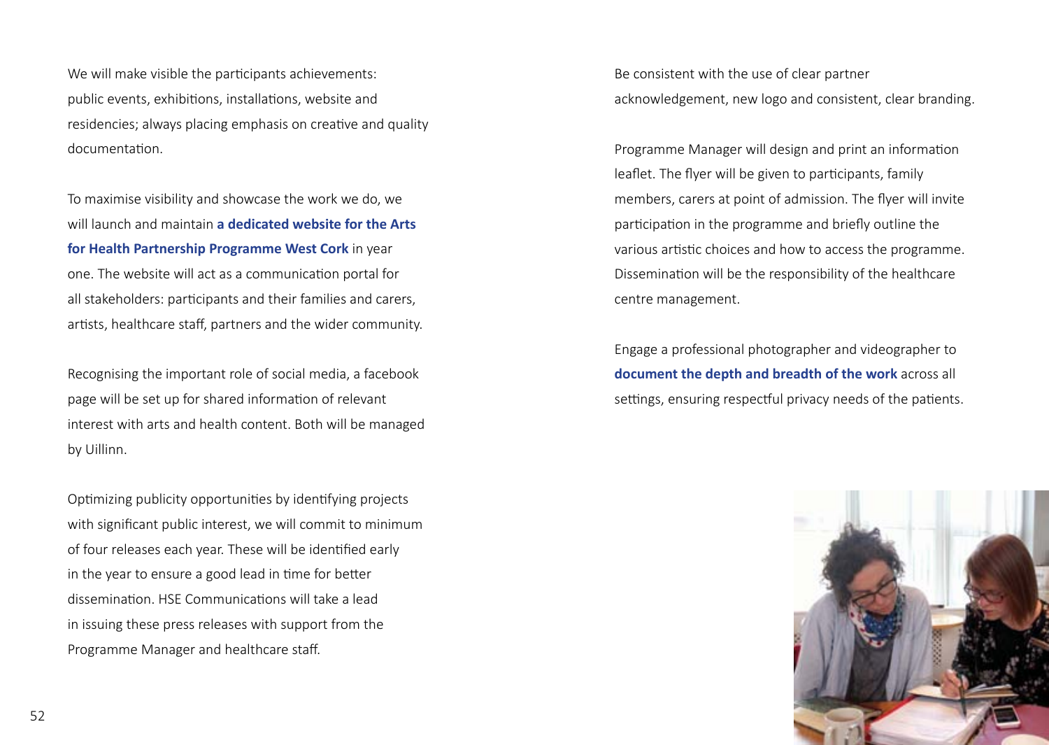We will make visible the participants achievements: public events, exhibitions, installations, website and residencies; always placing emphasis on creative and quality documentation.

To maximise visibility and showcase the work we do, we will launch and maintain **a dedicated website for the Arts for Health Partnership Programme West Cork** in year one. The website will act as a communication portal for all stakeholders: participants and their families and carers, artists, healthcare staff, partners and the wider community.

Recognising the important role of social media, a facebook page will be set up for shared information of relevant interest with arts and health content. Both will be managed by Uillinn.

Optimizing publicity opportunities by identifying projects with significant public interest, we will commit to minimum of four releases each year. These will be identified early in the year to ensure a good lead in time for better dissemination. HSE Communications will take a lead in issuing these press releases with support from the Programme Manager and healthcare staff.

Be consistent with the use of clear partner acknowledgement, new logo and consistent, clear branding.

Programme Manager will design and print an information leaflet. The flyer will be given to participants, family members, carers at point of admission. The flyer will invite participation in the programme and briefly outline the various artistic choices and how to access the programme. Dissemination will be the responsibility of the healthcare centre management.

Engage a professional photographer and videographer to **document the depth and breadth of the work** across all settings, ensuring respectful privacy needs of the patients.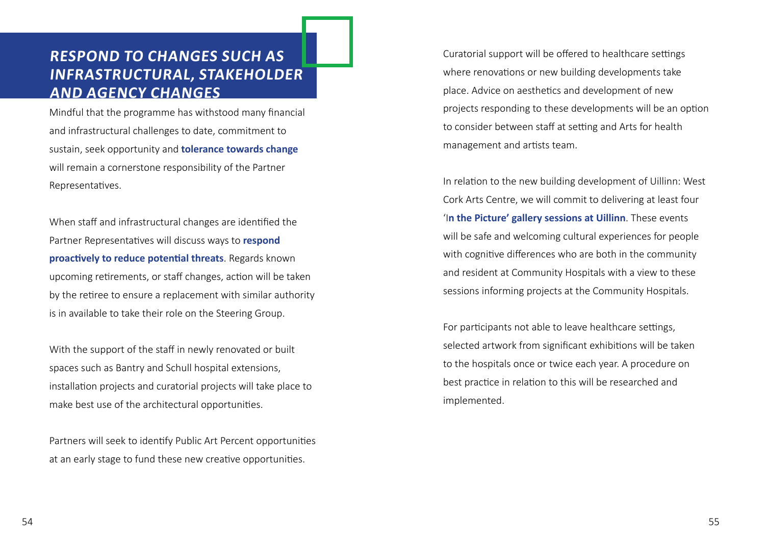## RESPOND TO CHANGES SUCH AS INFRASTRUCTURAL, STAKEHOLDER AND AGENCY CHANGES

Mindful that the programme has withstood many financial and infrastructural challenges to date, commitment to sustain, seek opportunity and **tolerance towards change** will remain a cornerstone responsibility of the Partner Representatives.

When staff and infrastructural changes are identified the Partner Representatives will discuss ways to **respond proactively to reduce potential threats**. Regards known upcoming retirements, or staff changes, action will be taken by the retiree to ensure a replacement with similar authority is in available to take their role on the Steering Group.

With the support of the staff in newly renovated or built spaces such as Bantry and Schull hospital extensions, installation projects and curatorial projects will take place to make best use of the architectural opportunities.

Partners will seek to identify Public Art Percent opportunities at an early stage to fund these new creative opportunities.

Curatorial support will be offered to healthcare settings where renovations or new building developments take place. Advice on aesthetics and development of new projects responding to these developments will be an option to consider between staff at setting and Arts for health management and artists team.

In relation to the new building development of Uillinn: West Cork Arts Centre, we will commit to delivering at least four '**In the Picture' gallery sessions at Uillinn**. These events will be safe and welcoming cultural experiences for people with cognitive differences who are both in the community and resident at Community Hospitals with a view to these sessions informing projects at the Community Hospitals.

For participants not able to leave healthcare settings, selected artwork from significant exhibitions will be taken to the hospitals once or twice each year. A procedure on best practice in relation to this will be researched and implemented.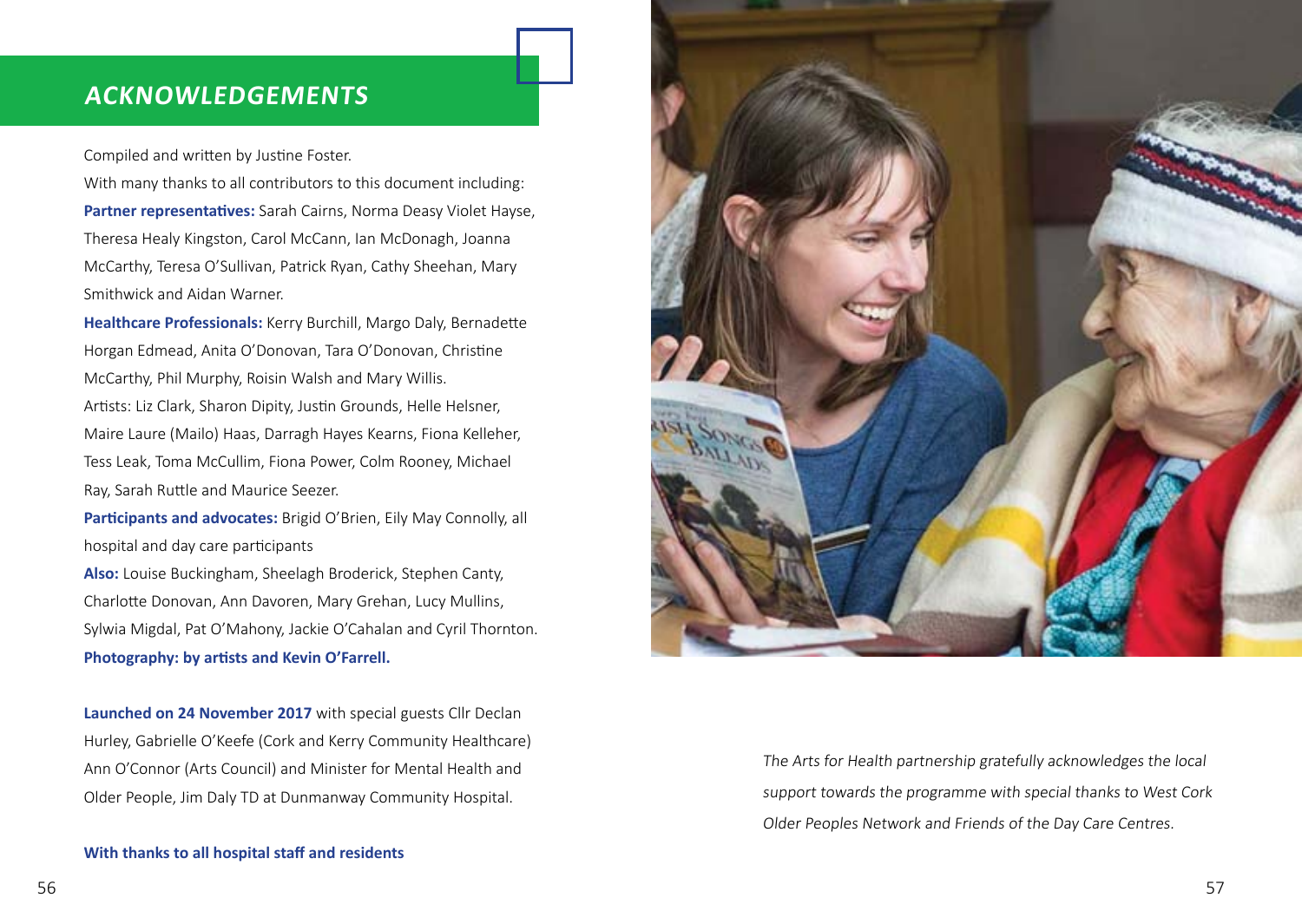## *ACKNOWLEDGEMENTS*

Compiled and written by Justine Foster.

With many thanks to all contributors to this document including:

**Partner representatives:** Sarah Cairns, Norma Deasy Violet Hayse, Theresa Healy Kingston, Carol McCann, Ian McDonagh, Joanna McCarthy, Teresa O'Sullivan, Patrick Ryan, Cathy Sheehan, Mary Smithwick and Aidan Warner.

**Healthcare Professionals:** Kerry Burchill, Margo Daly, Bernadette Horgan Edmead, Anita O'Donovan, Tara O'Donovan, Christine McCarthy, Phil Murphy, Roisin Walsh and Mary Willis.

Artists: Liz Clark, Sharon Dipity, Justin Grounds, Helle Helsner, Maire Laure (Mailo) Haas, Darragh Hayes Kearns, Fiona Kelleher, Tess Leak, Toma McCullim, Fiona Power, Colm Rooney, Michael Ray, Sarah Ruttle and Maurice Seezer.

**Participants and advocates:** Brigid O'Brien, Eily May Connolly, all hospital and day care participants

**Also:** Louise Buckingham, Sheelagh Broderick, Stephen Canty, Charlotte Donovan, Ann Davoren, Mary Grehan, Lucy Mullins, Sylwia Migdal, Pat O'Mahony, Jackie O'Cahalan and Cyril Thornton.

**Photography: by artists and Kevin O'Farrell.**

**Launched on 24 November 2017** with special guests Cllr Declan Hurley, Gabrielle O'Keefe (Cork and Kerry Community Healthcare) Ann O'Connor (Arts Council) and Minister for Mental Health and Older People, Jim Daly TD at Dunmanway Community Hospital.

**With thanks to all hospital staff and residents**

*The Arts for Health partnership gratefully acknowledges the local support towards the programme with special thanks to West Cork Older Peoples Network and Friends of the Day Care Centres.*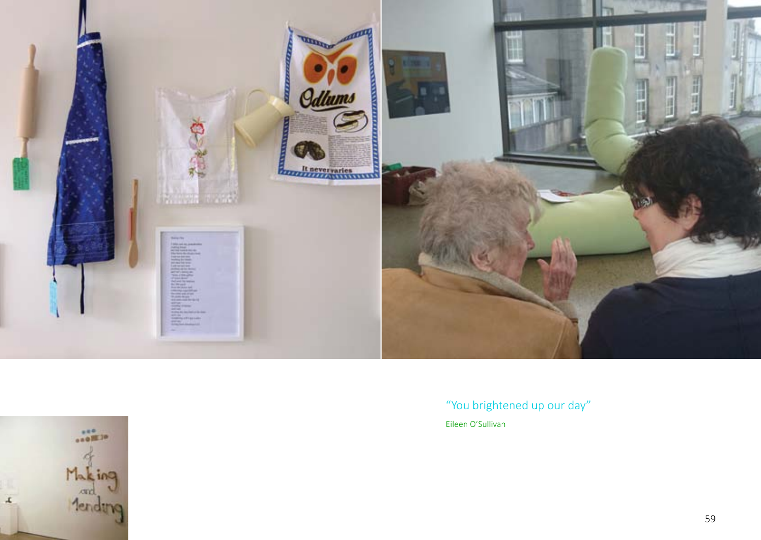"You brightened up our day"

Eileen O'Sullivan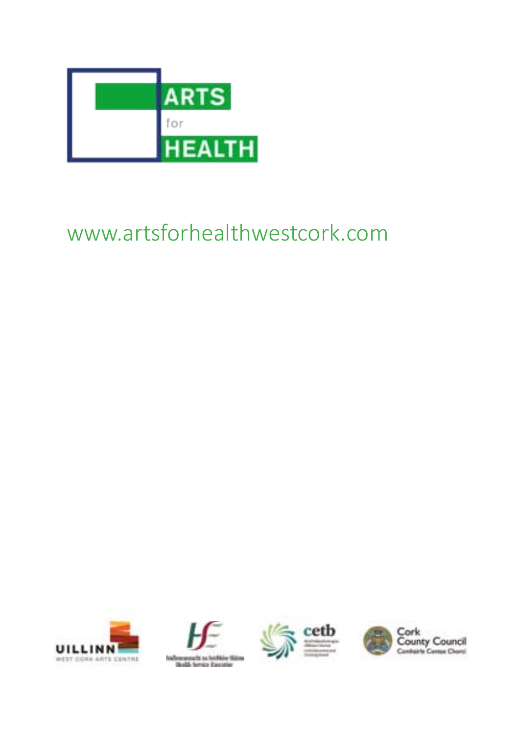ARTS

for

HEALTH

www.artsforhealthwestcork.com

UILLINN WEST CORK ARTS CENTRE

Feidhmeannacht na Seirbhíse Sláinte Health Service Executive

cetb

Cork County Council Comhairle Contae Chorcaí